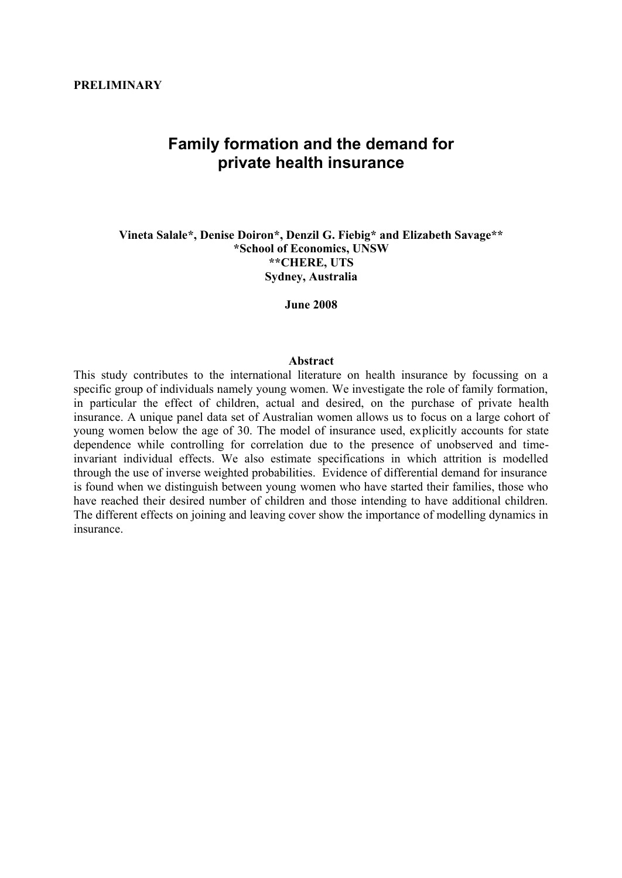**PRELIMINARY**

# Family formation and the demand for private health insurance

**Vineta Salale\*, Denise Doiron\*, Denzil G. Fiebig\* and Elizabeth Savage\*\***
**\*School of Economics, UNSW**
**\*\*CHERE, UTS**
**Sydney, Australia**

**June 2008**

## Abstract

This study contributes to the international literature on health insurance by focussing on a specific group of individuals namely young women. We investigate the role of family formation, in particular the effect of children, actual and desired, on the purchase of private health insurance. A unique panel data set of Australian women allows us to focus on a large cohort of young women below the age of 30. The model of insurance used, explicitly accounts for state dependence while controlling for correlation due to the presence of unobserved and time-invariant individual effects. We also estimate specifications in which attrition is modelled through the use of inverse weighted probabilities. Evidence of differential demand for insurance is found when we distinguish between young women who have started their families, those who have reached their desired number of children and those intending to have additional children. The different effects on joining and leaving cover show the importance of modelling dynamics in insurance.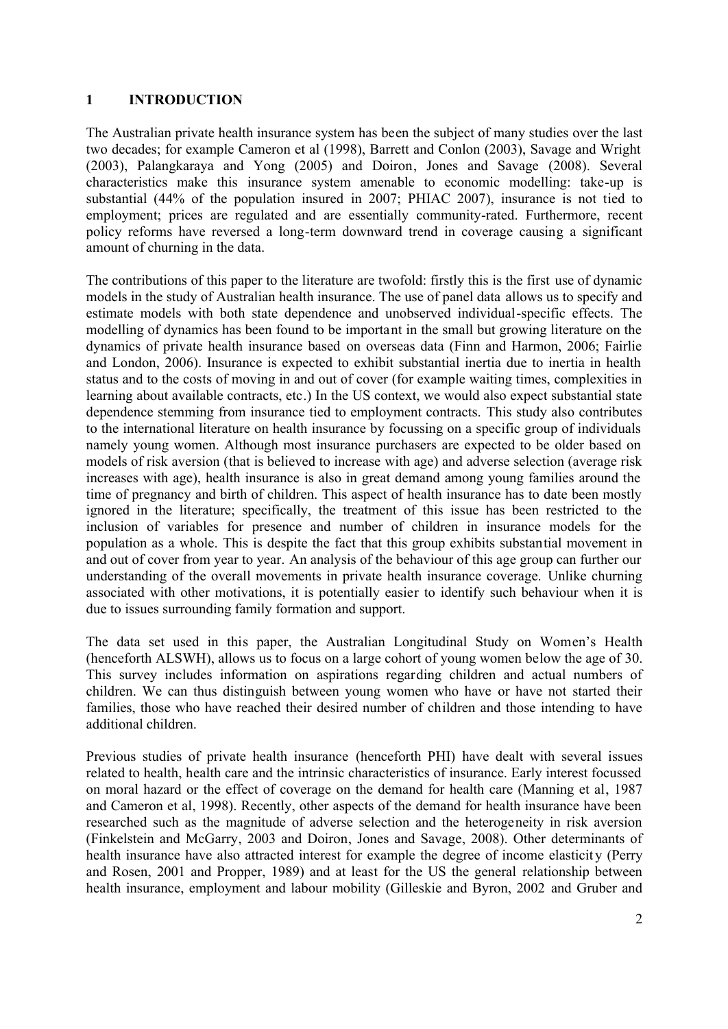# 1 INTRODUCTION

The Australian private health insurance system has been the subject of many studies over the last two decades; for example Cameron et al (1998), Barrett and Conlon (2003), Savage and Wright (2003), Palangkaraya and Yong (2005) and Doiron, Jones and Savage (2008). Several characteristics make this insurance system amenable to economic modelling: take-up is substantial (44% of the population insured in 2007; PHIAC 2007), insurance is not tied to employment; prices are regulated and are essentially community-rated. Furthermore, recent policy reforms have reversed a long-term downward trend in coverage causing a significant amount of churning in the data.

The contributions of this paper to the literature are twofold: firstly this is the first use of dynamic models in the study of Australian health insurance. The use of panel data allows us to specify and estimate models with both state dependence and unobserved individual-specific effects. The modelling of dynamics has been found to be important in the small but growing literature on the dynamics of private health insurance based on overseas data (Finn and Harmon, 2006; Fairlie and London, 2006). Insurance is expected to exhibit substantial inertia due to inertia in health status and to the costs of moving in and out of cover (for example waiting times, complexities in learning about available contracts, etc.) In the US context, we would also expect substantial state dependence stemming from insurance tied to employment contracts. This study also contributes to the international literature on health insurance by focussing on a specific group of individuals namely young women. Although most insurance purchasers are expected to be older based on models of risk aversion (that is believed to increase with age) and adverse selection (average risk increases with age), health insurance is also in great demand among young families around the time of pregnancy and birth of children. This aspect of health insurance has to date been mostly ignored in the literature; specifically, the treatment of this issue has been restricted to the inclusion of variables for presence and number of children in insurance models for the population as a whole. This is despite the fact that this group exhibits substantial movement in and out of cover from year to year. An analysis of the behaviour of this age group can further our understanding of the overall movements in private health insurance coverage. Unlike churning associated with other motivations, it is potentially easier to identify such behaviour when it is due to issues surrounding family formation and support.

The data set used in this paper, the Australian Longitudinal Study on Women's Health (henceforth ALSWH), allows us to focus on a large cohort of young women below the age of 30. This survey includes information on aspirations regarding children and actual numbers of children. We can thus distinguish between young women who have or have not started their families, those who have reached their desired number of children and those intending to have additional children.

Previous studies of private health insurance (henceforth PHI) have dealt with several issues related to health, health care and the intrinsic characteristics of insurance. Early interest focussed on moral hazard or the effect of coverage on the demand for health care (Manning et al, 1987 and Cameron et al, 1998). Recently, other aspects of the demand for health insurance have been researched such as the magnitude of adverse selection and the heterogeneity in risk aversion (Finkelstein and McGarry, 2003 and Doiron, Jones and Savage, 2008). Other determinants of health insurance have also attracted interest for example the degree of income elasticity (Perry and Rosen, 2001 and Propper, 1989) and at least for the US the general relationship between health insurance, employment and labour mobility (Gilleskie and Byron, 2002 and Gruber and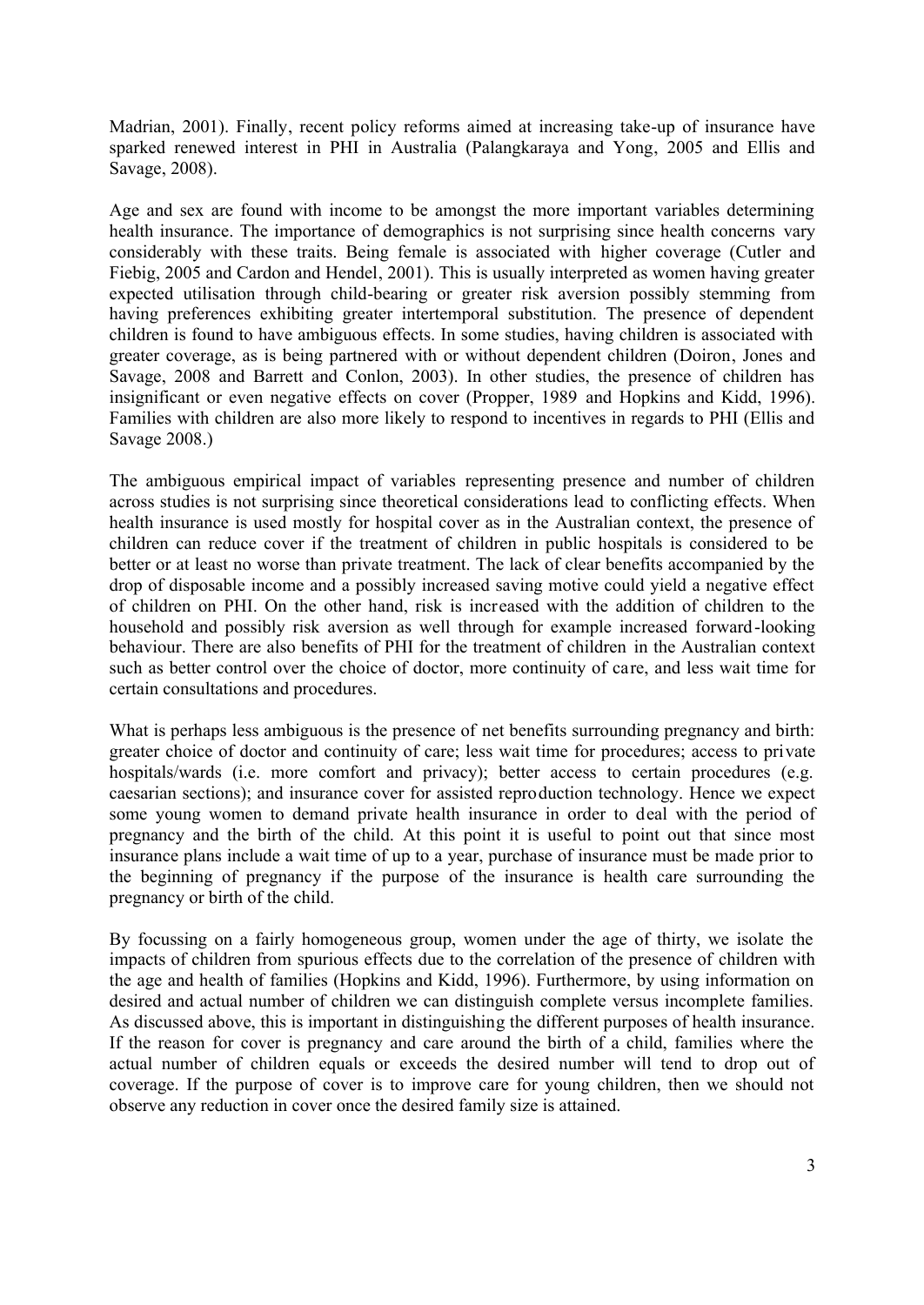Madrian, 2001). Finally, recent policy reforms aimed at increasing take-up of insurance have sparked renewed interest in PHI in Australia (Palangkaraya and Yong, 2005 and Ellis and Savage, 2008).

Age and sex are found with income to be amongst the more important variables determining health insurance. The importance of demographics is not surprising since health concerns vary considerably with these traits. Being female is associated with higher coverage (Cutler and Fiebig, 2005 and Cardon and Hendel, 2001). This is usually interpreted as women having greater expected utilisation through child-bearing or greater risk aversion possibly stemming from having preferences exhibiting greater intertemporal substitution. The presence of dependent children is found to have ambiguous effects. In some studies, having children is associated with greater coverage, as is being partnered with or without dependent children (Doiron, Jones and Savage, 2008 and Barrett and Conlon, 2003). In other studies, the presence of children has insignificant or even negative effects on cover (Propper, 1989 and Hopkins and Kidd, 1996). Families with children are also more likely to respond to incentives in regards to PHI (Ellis and Savage 2008.)

The ambiguous empirical impact of variables representing presence and number of children across studies is not surprising since theoretical considerations lead to conflicting effects. When health insurance is used mostly for hospital cover as in the Australian context, the presence of children can reduce cover if the treatment of children in public hospitals is considered to be better or at least no worse than private treatment. The lack of clear benefits accompanied by the drop of disposable income and a possibly increased saving motive could yield a negative effect of children on PHI. On the other hand, risk is increased with the addition of children to the household and possibly risk aversion as well through for example increased forward-looking behaviour. There are also benefits of PHI for the treatment of children in the Australian context such as better control over the choice of doctor, more continuity of care, and less wait time for certain consultations and procedures.

What is perhaps less ambiguous is the presence of net benefits surrounding pregnancy and birth: greater choice of doctor and continuity of care; less wait time for procedures; access to private hospitals/wards (i.e. more comfort and privacy); better access to certain procedures (e.g. caesarian sections); and insurance cover for assisted reproduction technology. Hence we expect some young women to demand private health insurance in order to deal with the period of pregnancy and the birth of the child. At this point it is useful to point out that since most insurance plans include a wait time of up to a year, purchase of insurance must be made prior to the beginning of pregnancy if the purpose of the insurance is health care surrounding the pregnancy or birth of the child.

By focussing on a fairly homogeneous group, women under the age of thirty, we isolate the impacts of children from spurious effects due to the correlation of the presence of children with the age and health of families (Hopkins and Kidd, 1996). Furthermore, by using information on desired and actual number of children we can distinguish complete versus incomplete families. As discussed above, this is important in distinguishing the different purposes of health insurance. If the reason for cover is pregnancy and care around the birth of a child, families where the actual number of children equals or exceeds the desired number will tend to drop out of coverage. If the purpose of cover is to improve care for young children, then we should not observe any reduction in cover once the desired family size is attained.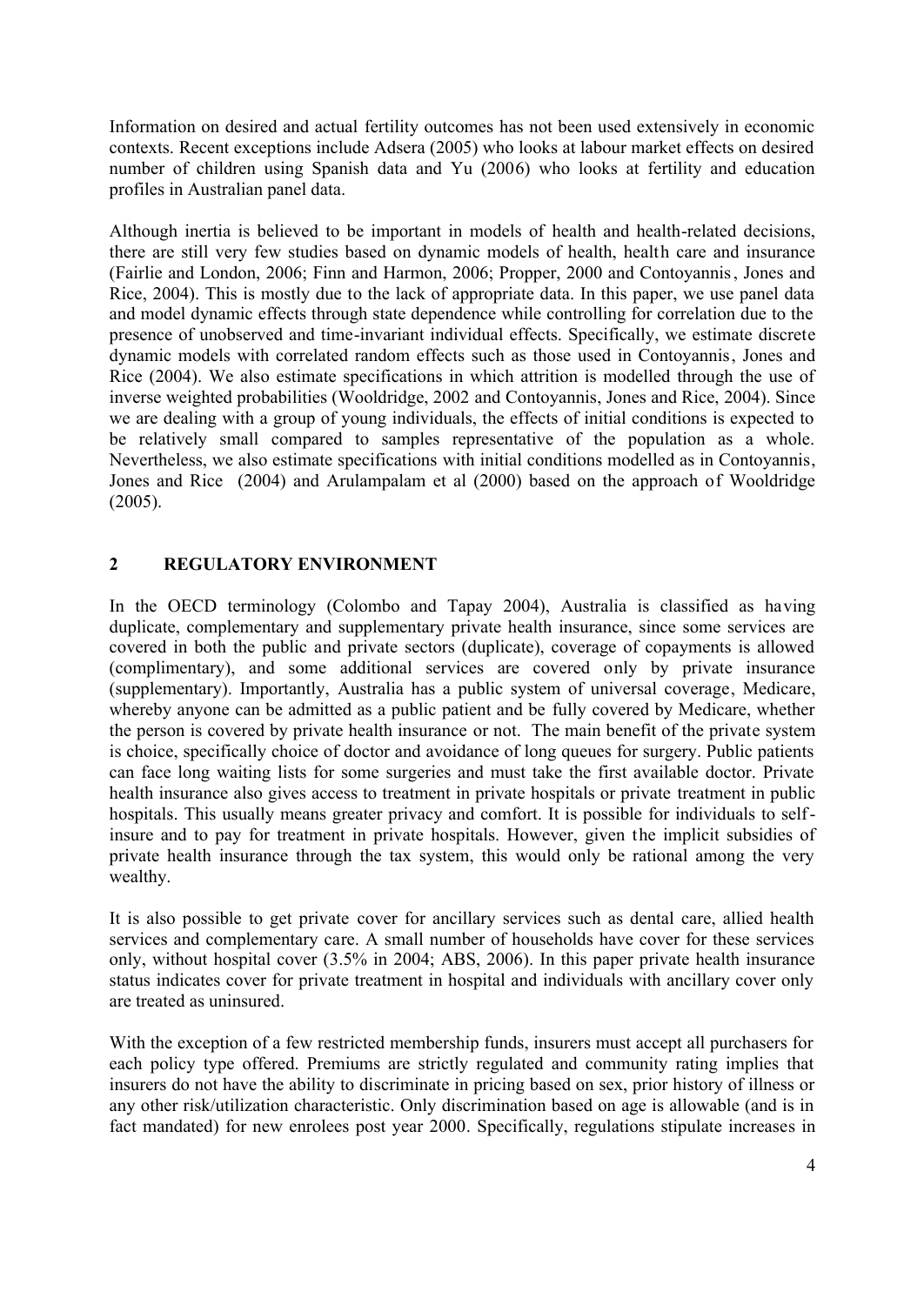Information on desired and actual fertility outcomes has not been used extensively in economic contexts. Recent exceptions include Adsera (2005) who looks at labour market effects on desired number of children using Spanish data and Yu (2006) who looks at fertility and education profiles in Australian panel data.

Although inertia is believed to be important in models of health and health-related decisions, there are still very few studies based on dynamic models of health, health care and insurance (Fairlie and London, 2006; Finn and Harmon, 2006; Propper, 2000 and Contoyannis, Jones and Rice, 2004). This is mostly due to the lack of appropriate data. In this paper, we use panel data and model dynamic effects through state dependence while controlling for correlation due to the presence of unobserved and time-invariant individual effects. Specifically, we estimate discrete dynamic models with correlated random effects such as those used in Contoyannis, Jones and Rice (2004). We also estimate specifications in which attrition is modelled through the use of inverse weighted probabilities (Wooldridge, 2002 and Contoyannis, Jones and Rice, 2004). Since we are dealing with a group of young individuals, the effects of initial conditions is expected to be relatively small compared to samples representative of the population as a whole. Nevertheless, we also estimate specifications with initial conditions modelled as in Contoyannis, Jones and Rice (2004) and Arulampalam et al (2000) based on the approach of Wooldridge (2005).

## 2 REGULATORY ENVIRONMENT

In the OECD terminology (Colombo and Tapay 2004), Australia is classified as having duplicate, complementary and supplementary private health insurance, since some services are covered in both the public and private sectors (duplicate), coverage of copayments is allowed (complimentary), and some additional services are covered only by private insurance (supplementary). Importantly, Australia has a public system of universal coverage, Medicare, whereby anyone can be admitted as a public patient and be fully covered by Medicare, whether the person is covered by private health insurance or not. The main benefit of the private system is choice, specifically choice of doctor and avoidance of long queues for surgery. Public patients can face long waiting lists for some surgeries and must take the first available doctor. Private health insurance also gives access to treatment in private hospitals or private treatment in public hospitals. This usually means greater privacy and comfort. It is possible for individuals to self-insure and to pay for treatment in private hospitals. However, given the implicit subsidies of private health insurance through the tax system, this would only be rational among the very wealthy.

It is also possible to get private cover for ancillary services such as dental care, allied health services and complementary care. A small number of households have cover for these services only, without hospital cover (3.5% in 2004; ABS, 2006). In this paper private health insurance status indicates cover for private treatment in hospital and individuals with ancillary cover only are treated as uninsured.

With the exception of a few restricted membership funds, insurers must accept all purchasers for each policy type offered. Premiums are strictly regulated and community rating implies that insurers do not have the ability to discriminate in pricing based on sex, prior history of illness or any other risk/utilization characteristic. Only discrimination based on age is allowable (and is in fact mandated) for new enrolees post year 2000. Specifically, regulations stipulate increases in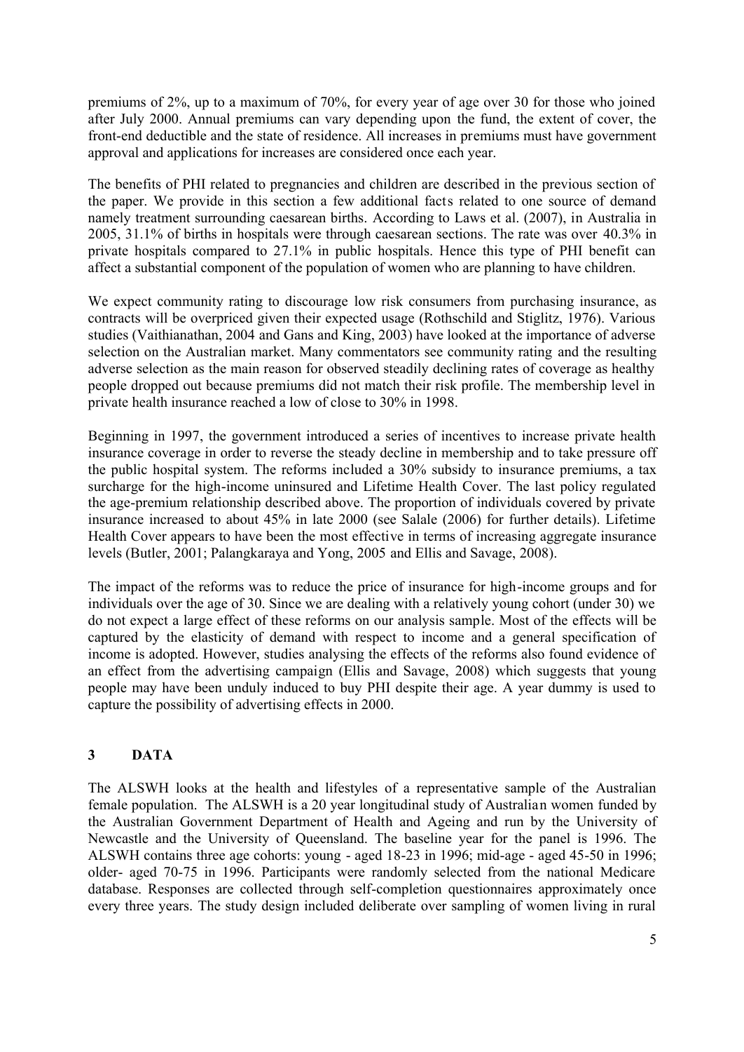premiums of 2%, up to a maximum of 70%, for every year of age over 30 for those who joined after July 2000. Annual premiums can vary depending upon the fund, the extent of cover, the front-end deductible and the state of residence. All increases in premiums must have government approval and applications for increases are considered once each year.

The benefits of PHI related to pregnancies and children are described in the previous section of the paper. We provide in this section a few additional facts related to one source of demand namely treatment surrounding caesarean births. According to Laws et al. (2007), in Australia in 2005, 31.1% of births in hospitals were through caesarean sections. The rate was over 40.3% in private hospitals compared to 27.1% in public hospitals. Hence this type of PHI benefit can affect a substantial component of the population of women who are planning to have children.

We expect community rating to discourage low risk consumers from purchasing insurance, as contracts will be overpriced given their expected usage (Rothschild and Stiglitz, 1976). Various studies (Vaithianathan, 2004 and Gans and King, 2003) have looked at the importance of adverse selection on the Australian market. Many commentators see community rating and the resulting adverse selection as the main reason for observed steadily declining rates of coverage as healthy people dropped out because premiums did not match their risk profile. The membership level in private health insurance reached a low of close to 30% in 1998.

Beginning in 1997, the government introduced a series of incentives to increase private health insurance coverage in order to reverse the steady decline in membership and to take pressure off the public hospital system. The reforms included a 30% subsidy to insurance premiums, a tax surcharge for the high-income uninsured and Lifetime Health Cover. The last policy regulated the age-premium relationship described above. The proportion of individuals covered by private insurance increased to about 45% in late 2000 (see Salale (2006) for further details). Lifetime Health Cover appears to have been the most effective in terms of increasing aggregate insurance levels (Butler, 2001; Palangkaraya and Yong, 2005 and Ellis and Savage, 2008).

The impact of the reforms was to reduce the price of insurance for high-income groups and for individuals over the age of 30. Since we are dealing with a relatively young cohort (under 30) we do not expect a large effect of these reforms on our analysis sample. Most of the effects will be captured by the elasticity of demand with respect to income and a general specification of income is adopted. However, studies analysing the effects of the reforms also found evidence of an effect from the advertising campaign (Ellis and Savage, 2008) which suggests that young people may have been unduly induced to buy PHI despite their age. A year dummy is used to capture the possibility of advertising effects in 2000.

## 3 DATA

The ALSWH looks at the health and lifestyles of a representative sample of the Australian female population. The ALSWH is a 20 year longitudinal study of Australian women funded by the Australian Government Department of Health and Ageing and run by the University of Newcastle and the University of Queensland. The baseline year for the panel is 1996. The ALSWH contains three age cohorts: young - aged 18-23 in 1996; mid-age - aged 45-50 in 1996; older- aged 70-75 in 1996. Participants were randomly selected from the national Medicare database. Responses are collected through self-completion questionnaires approximately once every three years. The study design included deliberate over sampling of women living in rural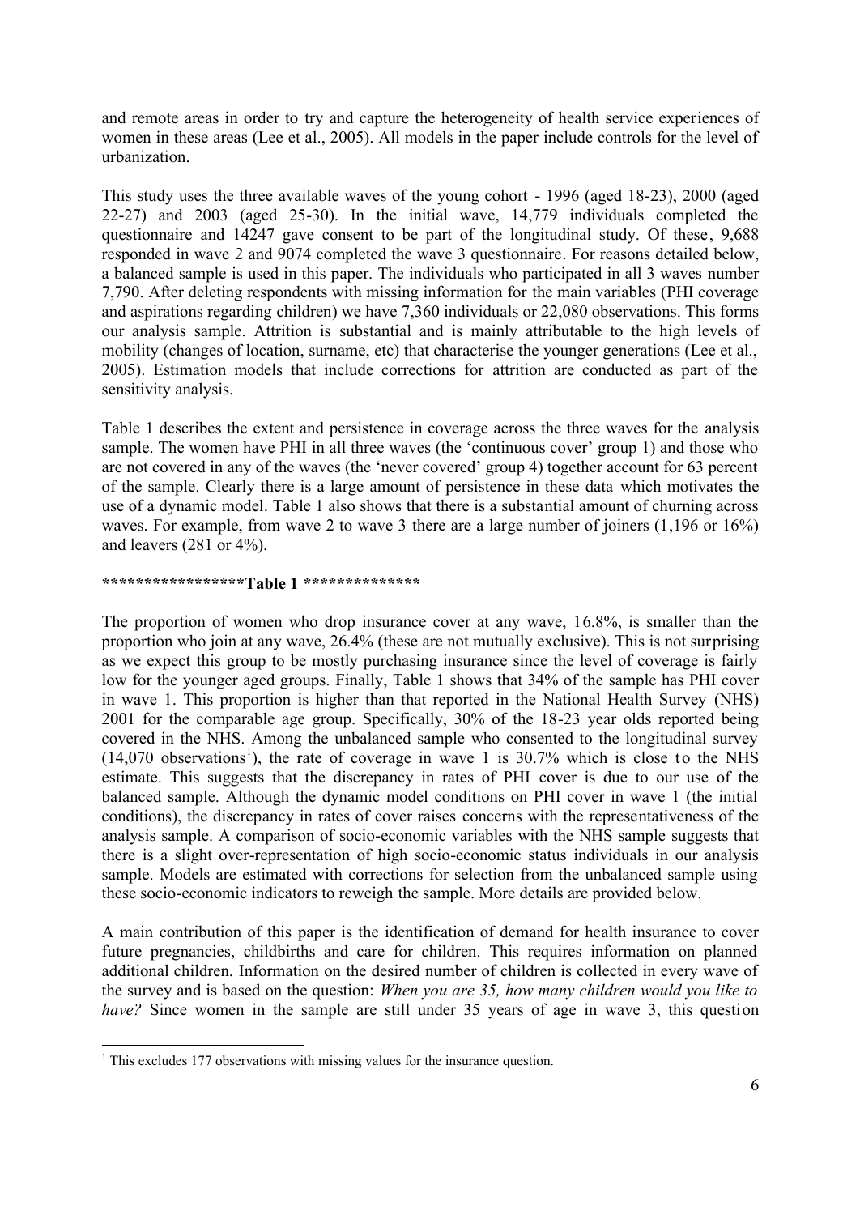and remote areas in order to try and capture the heterogeneity of health service experiences of women in these areas (Lee et al., 2005). All models in the paper include controls for the level of urbanization.

This study uses the three available waves of the young cohort - 1996 (aged 18-23), 2000 (aged 22-27) and 2003 (aged 25-30). In the initial wave, 14,779 individuals completed the questionnaire and 14247 gave consent to be part of the longitudinal study. Of these, 9,688 responded in wave 2 and 9074 completed the wave 3 questionnaire. For reasons detailed below, a balanced sample is used in this paper. The individuals who participated in all 3 waves number 7,790. After deleting respondents with missing information for the main variables (PHI coverage and aspirations regarding children) we have 7,360 individuals or 22,080 observations. This forms our analysis sample. Attrition is substantial and is mainly attributable to the high levels of mobility (changes of location, surname, etc) that characterise the younger generations (Lee et al., 2005). Estimation models that include corrections for attrition are conducted as part of the sensitivity analysis.

Table 1 describes the extent and persistence in coverage across the three waves for the analysis sample. The women have PHI in all three waves (the 'continuous cover' group 1) and those who are not covered in any of the waves (the 'never covered' group 4) together account for 63 percent of the sample. Clearly there is a large amount of persistence in these data which motivates the use of a dynamic model. Table 1 also shows that there is a substantial amount of churning across waves. For example, from wave 2 to wave 3 there are a large number of joiners (1,196 or 16%) and leavers (281 or 4%).

**\*\*\*\*\*\*\*\*\*\*\*\*\*\*\*\*\*Table 1 \*\*\*\*\*\*\*\*\*\*\*\*\*\***

The proportion of women who drop insurance cover at any wave, 16.8%, is smaller than the proportion who join at any wave, 26.4% (these are not mutually exclusive). This is not surprising as we expect this group to be mostly purchasing insurance since the level of coverage is fairly low for the younger aged groups. Finally, Table 1 shows that 34% of the sample has PHI cover in wave 1. This proportion is higher than that reported in the National Health Survey (NHS) 2001 for the comparable age group. Specifically, 30% of the 18-23 year olds reported being covered in the NHS. Among the unbalanced sample who consented to the longitudinal survey (14,070 observations[1]), the rate of coverage in wave 1 is 30.7% which is close to the NHS estimate. This suggests that the discrepancy in rates of PHI cover is due to our use of the balanced sample. Although the dynamic model conditions on PHI cover in wave 1 (the initial conditions), the discrepancy in rates of cover raises concerns with the representativeness of the analysis sample. A comparison of socio-economic variables with the NHS sample suggests that there is a slight over-representation of high socio-economic status individuals in our analysis sample. Models are estimated with corrections for selection from the unbalanced sample using these socio-economic indicators to reweigh the sample. More details are provided below.

A main contribution of this paper is the identification of demand for health insurance to cover future pregnancies, childbirths and care for children. This requires information on planned additional children. Information on the desired number of children is collected in every wave of the survey and is based on the question: *When you are 35, how many children would you like to have?* Since women in the sample are still under 35 years of age in wave 3, this question

[1] This excludes 177 observations with missing values for the insurance question.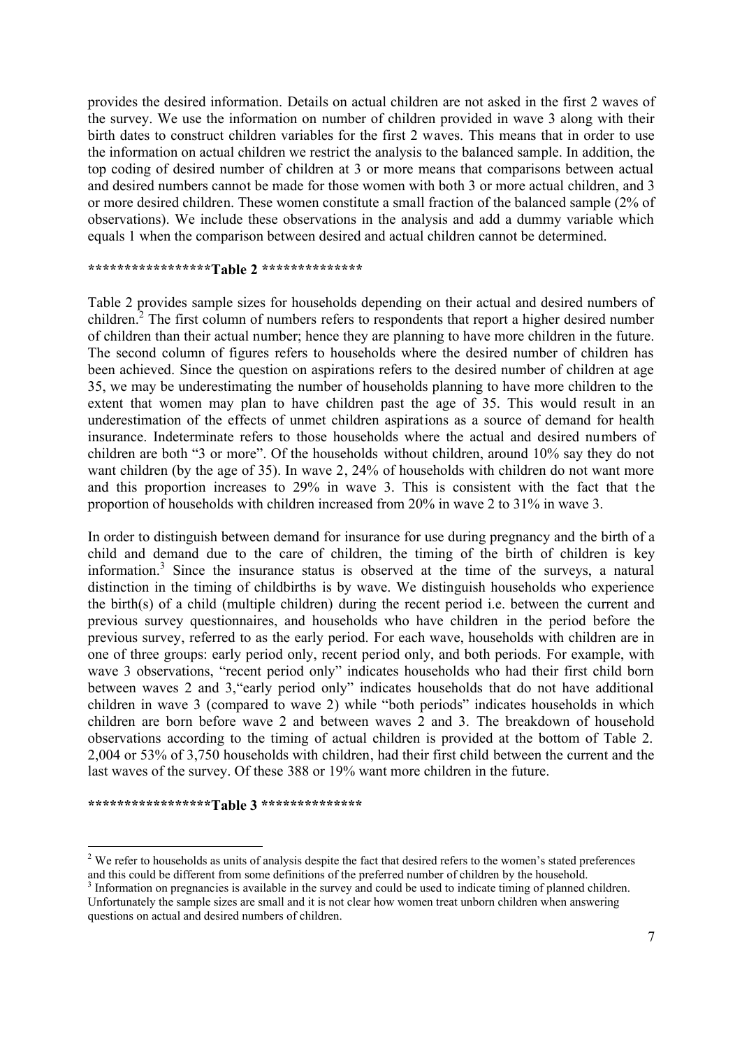provides the desired information. Details on actual children are not asked in the first 2 waves of the survey. We use the information on number of children provided in wave 3 along with their birth dates to construct children variables for the first 2 waves. This means that in order to use the information on actual children we restrict the analysis to the balanced sample. In addition, the top coding of desired number of children at 3 or more means that comparisons between actual and desired numbers cannot be made for those women with both 3 or more actual children, and 3 or more desired children. These women constitute a small fraction of the balanced sample (2% of observations). We include these observations in the analysis and add a dummy variable which equals 1 when the comparison between desired and actual children cannot be determined.

**\*\*\*\*\*\*\*\*\*\*\*\*\*\*\*\*\*Table 2 \*\*\*\*\*\*\*\*\*\*\*\*\*\***

Table 2 provides sample sizes for households depending on their actual and desired numbers of children.[2] The first column of numbers refers to respondents that report a higher desired number of children than their actual number; hence they are planning to have more children in the future. The second column of figures refers to households where the desired number of children has been achieved. Since the question on aspirations refers to the desired number of children at age 35, we may be underestimating the number of households planning to have more children to the extent that women may plan to have children past the age of 35. This would result in an underestimation of the effects of unmet children aspirations as a source of demand for health insurance. Indeterminate refers to those households where the actual and desired numbers of children are both "3 or more". Of the households without children, around 10% say they do not want children (by the age of 35). In wave 2, 24% of households with children do not want more and this proportion increases to 29% in wave 3. This is consistent with the fact that the proportion of households with children increased from 20% in wave 2 to 31% in wave 3.

In order to distinguish between demand for insurance for use during pregnancy and the birth of a child and demand due to the care of children, the timing of the birth of children is key information.[3] Since the insurance status is observed at the time of the surveys, a natural distinction in the timing of childbirths is by wave. We distinguish households who experience the birth(s) of a child (multiple children) during the recent period i.e. between the current and previous survey questionnaires, and households who have children in the period before the previous survey, referred to as the early period. For each wave, households with children are in one of three groups: early period only, recent period only, and both periods. For example, with wave 3 observations, "recent period only" indicates households who had their first child born between waves 2 and 3,"early period only" indicates households that do not have additional children in wave 3 (compared to wave 2) while "both periods" indicates households in which children are born before wave 2 and between waves 2 and 3. The breakdown of household observations according to the timing of actual children is provided at the bottom of Table 2. 2,004 or 53% of 3,750 households with children, had their first child between the current and the last waves of the survey. Of these 388 or 19% want more children in the future.

**\*\*\*\*\*\*\*\*\*\*\*\*\*\*\*\*\*Table 3 \*\*\*\*\*\*\*\*\*\*\*\*\*\***

---

[2] We refer to households as units of analysis despite the fact that desired refers to the women's stated preferences and this could be different from some definitions of the preferred number of children by the household.

[3] Information on pregnancies is available in the survey and could be used to indicate timing of planned children. Unfortunately the sample sizes are small and it is not clear how women treat unborn children when answering questions on actual and desired numbers of children.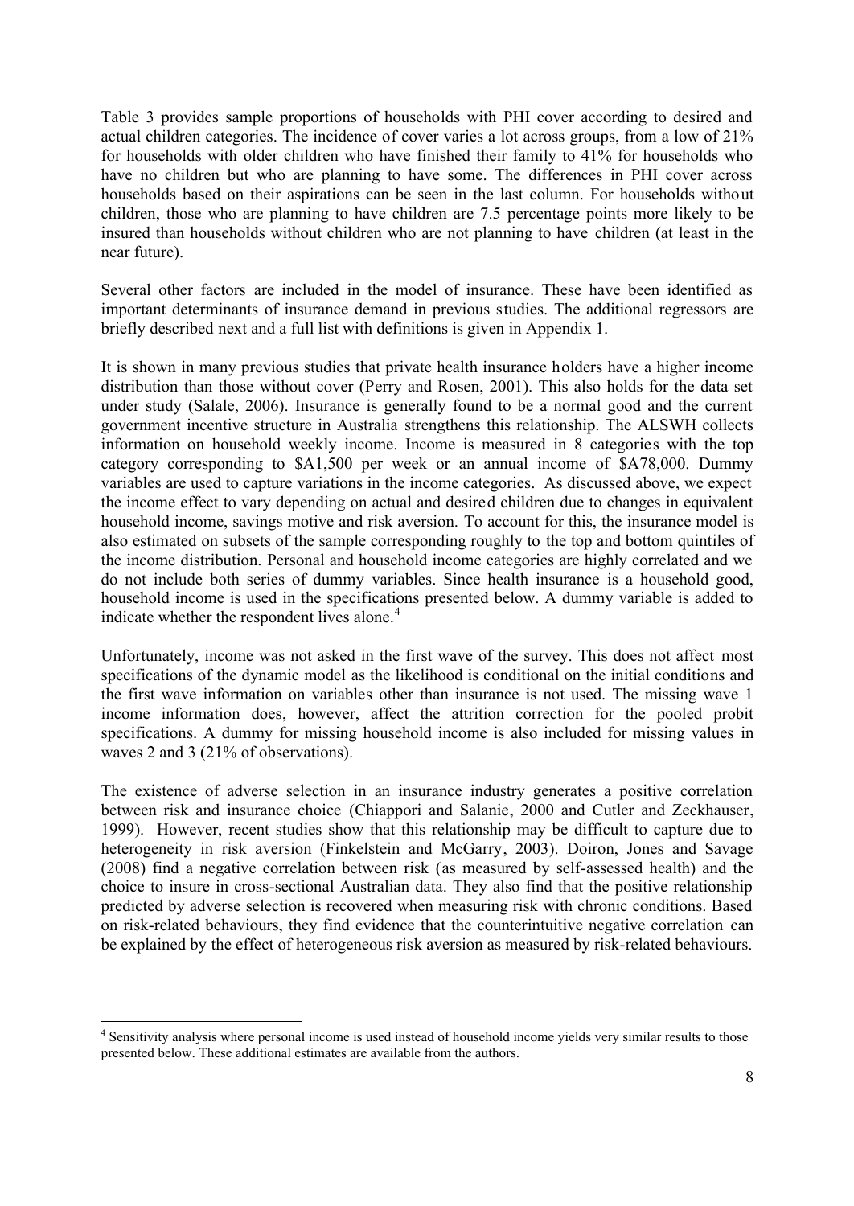Table 3 provides sample proportions of households with PHI cover according to desired and actual children categories. The incidence of cover varies a lot across groups, from a low of 21% for households with older children who have finished their family to 41% for households who have no children but who are planning to have some. The differences in PHI cover across households based on their aspirations can be seen in the last column. For households without children, those who are planning to have children are 7.5 percentage points more likely to be insured than households without children who are not planning to have children (at least in the near future).

Several other factors are included in the model of insurance. These have been identified as important determinants of insurance demand in previous studies. The additional regressors are briefly described next and a full list with definitions is given in Appendix 1.

It is shown in many previous studies that private health insurance holders have a higher income distribution than those without cover (Perry and Rosen, 2001). This also holds for the data set under study (Salale, 2006). Insurance is generally found to be a normal good and the current government incentive structure in Australia strengthens this relationship. The ALSWH collects information on household weekly income. Income is measured in 8 categories with the top category corresponding to $A1,500 per week or an annual income of $A78,000. Dummy variables are used to capture variations in the income categories. As discussed above, we expect the income effect to vary depending on actual and desired children due to changes in equivalent household income, savings motive and risk aversion. To account for this, the insurance model is also estimated on subsets of the sample corresponding roughly to the top and bottom quintiles of the income distribution. Personal and household income categories are highly correlated and we do not include both series of dummy variables. Since health insurance is a household good, household income is used in the specifications presented below. A dummy variable is added to indicate whether the respondent lives alone.[4]

Unfortunately, income was not asked in the first wave of the survey. This does not affect most specifications of the dynamic model as the likelihood is conditional on the initial conditions and the first wave information on variables other than insurance is not used. The missing wave 1 income information does, however, affect the attrition correction for the pooled probit specifications. A dummy for missing household income is also included for missing values in waves 2 and 3 (21% of observations).

The existence of adverse selection in an insurance industry generates a positive correlation between risk and insurance choice (Chiappori and Salanie, 2000 and Cutler and Zeckhauser, 1999). However, recent studies show that this relationship may be difficult to capture due to heterogeneity in risk aversion (Finkelstein and McGarry, 2003). Doiron, Jones and Savage (2008) find a negative correlation between risk (as measured by self-assessed health) and the choice to insure in cross-sectional Australian data. They also find that the positive relationship predicted by adverse selection is recovered when measuring risk with chronic conditions. Based on risk-related behaviours, they find evidence that the counterintuitive negative correlation can be explained by the effect of heterogeneous risk aversion as measured by risk-related behaviours.

[4] Sensitivity analysis where personal income is used instead of household income yields very similar results to those presented below. These additional estimates are available from the authors.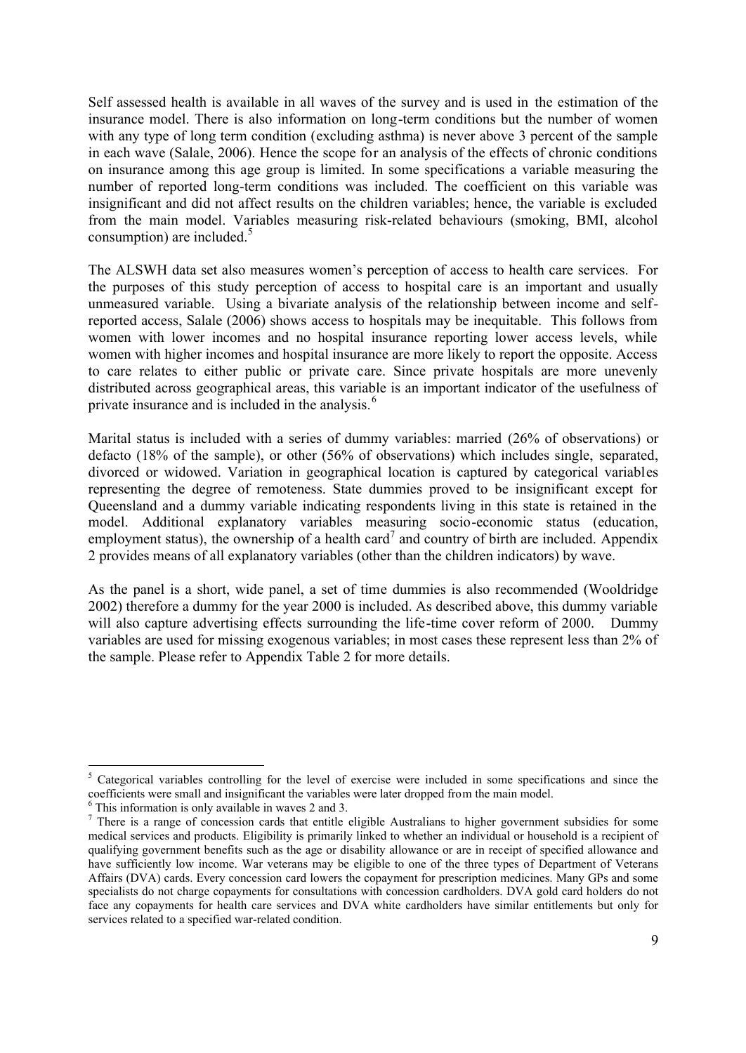Self assessed health is available in all waves of the survey and is used in the estimation of the insurance model. There is also information on long-term conditions but the number of women with any type of long term condition (excluding asthma) is never above 3 percent of the sample in each wave (Salale, 2006). Hence the scope for an analysis of the effects of chronic conditions on insurance among this age group is limited. In some specifications a variable measuring the number of reported long-term conditions was included. The coefficient on this variable was insignificant and did not affect results on the children variables; hence, the variable is excluded from the main model. Variables measuring risk-related behaviours (smoking, BMI, alcohol consumption) are included.[5]

The ALSWH data set also measures women's perception of access to health care services. For the purposes of this study perception of access to hospital care is an important and usually unmeasured variable. Using a bivariate analysis of the relationship between income and self-reported access, Salale (2006) shows access to hospitals may be inequitable. This follows from women with lower incomes and no hospital insurance reporting lower access levels, while women with higher incomes and hospital insurance are more likely to report the opposite. Access to care relates to either public or private care. Since private hospitals are more unevenly distributed across geographical areas, this variable is an important indicator of the usefulness of private insurance and is included in the analysis.[6]

Marital status is included with a series of dummy variables: married (26% of observations) or defacto (18% of the sample), or other (56% of observations) which includes single, separated, divorced or widowed. Variation in geographical location is captured by categorical variables representing the degree of remoteness. State dummies proved to be insignificant except for Queensland and a dummy variable indicating respondents living in this state is retained in the model. Additional explanatory variables measuring socio-economic status (education, employment status), the ownership of a health card[7] and country of birth are included. Appendix 2 provides means of all explanatory variables (other than the children indicators) by wave.

As the panel is a short, wide panel, a set of time dummies is also recommended (Wooldridge 2002) therefore a dummy for the year 2000 is included. As described above, this dummy variable will also capture advertising effects surrounding the life-time cover reform of 2000. Dummy variables are used for missing exogenous variables; in most cases these represent less than 2% of the sample. Please refer to Appendix Table 2 for more details.

---

[5] Categorical variables controlling for the level of exercise were included in some specifications and since the coefficients were small and insignificant the variables were later dropped from the main model.

[6] This information is only available in waves 2 and 3.

[7] There is a range of concession cards that entitle eligible Australians to higher government subsidies for some medical services and products. Eligibility is primarily linked to whether an individual or household is a recipient of qualifying government benefits such as the age or disability allowance or are in receipt of specified allowance and have sufficiently low income. War veterans may be eligible to one of the three types of Department of Veterans Affairs (DVA) cards. Every concession card lowers the copayment for prescription medicines. Many GPs and some specialists do not charge copayments for consultations with concession cardholders. DVA gold card holders do not face any copayments for health care services and DVA white cardholders have similar entitlements but only for services related to a specified war-related condition.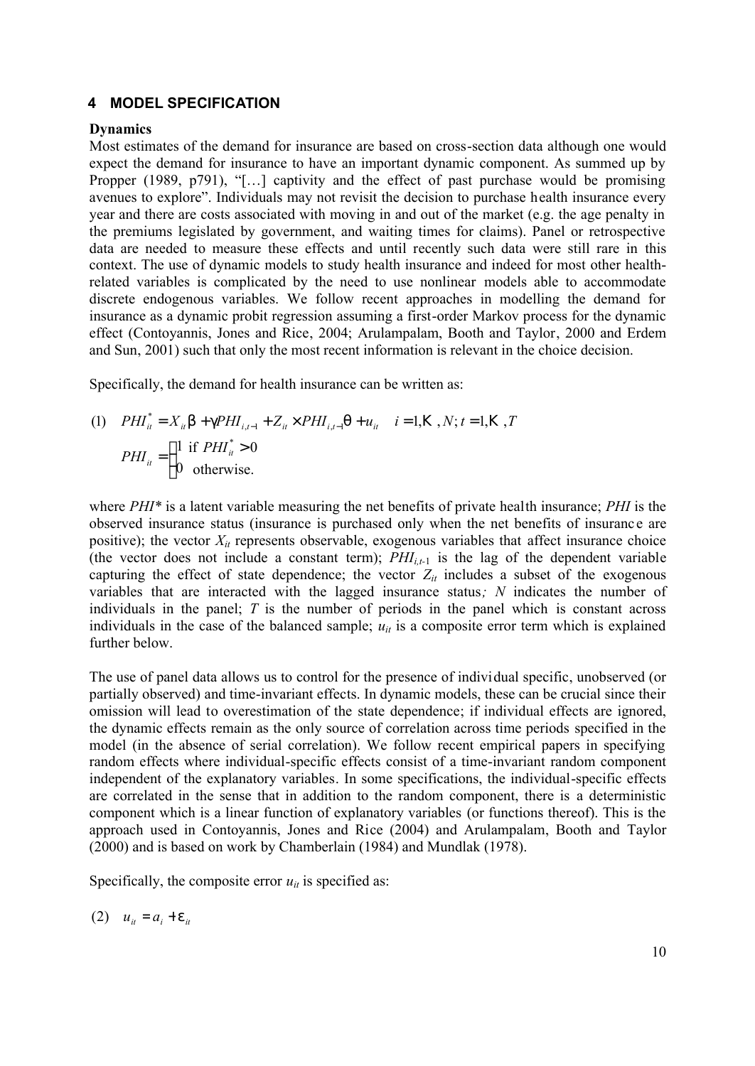## 4 MODEL SPECIFICATION

**Dynamics**

Most estimates of the demand for insurance are based on cross-section data although one would expect the demand for insurance to have an important dynamic component. As summed up by Propper (1989, p791), "[…] captivity and the effect of past purchase would be promising avenues to explore". Individuals may not revisit the decision to purchase health insurance every year and there are costs associated with moving in and out of the market (e.g. the age penalty in the premiums legislated by government, and waiting times for claims). Panel or retrospective data are needed to measure these effects and until recently such data were still rare in this context. The use of dynamic models to study health insurance and indeed for most other health-related variables is complicated by the need to use nonlinear models able to accommodate discrete endogenous variables. We follow recent approaches in modelling the demand for insurance as a dynamic probit regression assuming a first-order Markov process for the dynamic effect (Contoyannis, Jones and Rice, 2004; Arulampalam, Booth and Taylor, 2000 and Erdem and Sun, 2001) such that only the most recent information is relevant in the choice decision.

Specifically, the demand for health insurance can be written as:

$$(1) \quad PHI_{it}^{*} = X_{it}\beta + \gamma PHI_{i,t-1} + Z_{it} \times PHI_{i,t-1}\theta + u_{it} \quad i = 1, \ldots, N; t = 1, \ldots, T$$

$$PHI_{it} = \begin{cases} 1 & \text{if } PHI_{it}^{*} > 0 \\ 0 & \text{otherwise.} \end{cases}$$

where $PHI^*$ is a latent variable measuring the net benefits of private health insurance; $PHI$ is the observed insurance status (insurance is purchased only when the net benefits of insurance are positive); the vector $X_{it}$ represents observable, exogenous variables that affect insurance choice (the vector does not include a constant term); $PHI_{i,t-1}$ is the lag of the dependent variable capturing the effect of state dependence; the vector $Z_{it}$ includes a subset of the exogenous variables that are interacted with the lagged insurance status; $N$ indicates the number of individuals in the panel; $T$ is the number of periods in the panel which is constant across individuals in the case of the balanced sample; $u_{it}$ is a composite error term which is explained further below.

The use of panel data allows us to control for the presence of individual specific, unobserved (or partially observed) and time-invariant effects. In dynamic models, these can be crucial since their omission will lead to overestimation of the state dependence; if individual effects are ignored, the dynamic effects remain as the only source of correlation across time periods specified in the model (in the absence of serial correlation). We follow recent empirical papers in specifying random effects where individual-specific effects consist of a time-invariant random component independent of the explanatory variables. In some specifications, the individual-specific effects are correlated in the sense that in addition to the random component, there is a deterministic component which is a linear function of explanatory variables (or functions thereof). This is the approach used in Contoyannis, Jones and Rice (2004) and Arulampalam, Booth and Taylor (2000) and is based on work by Chamberlain (1984) and Mundlak (1978).

Specifically, the composite error $u_{it}$ is specified as:

$$(2) \quad u_{it} = a_i + \varepsilon_{it}$$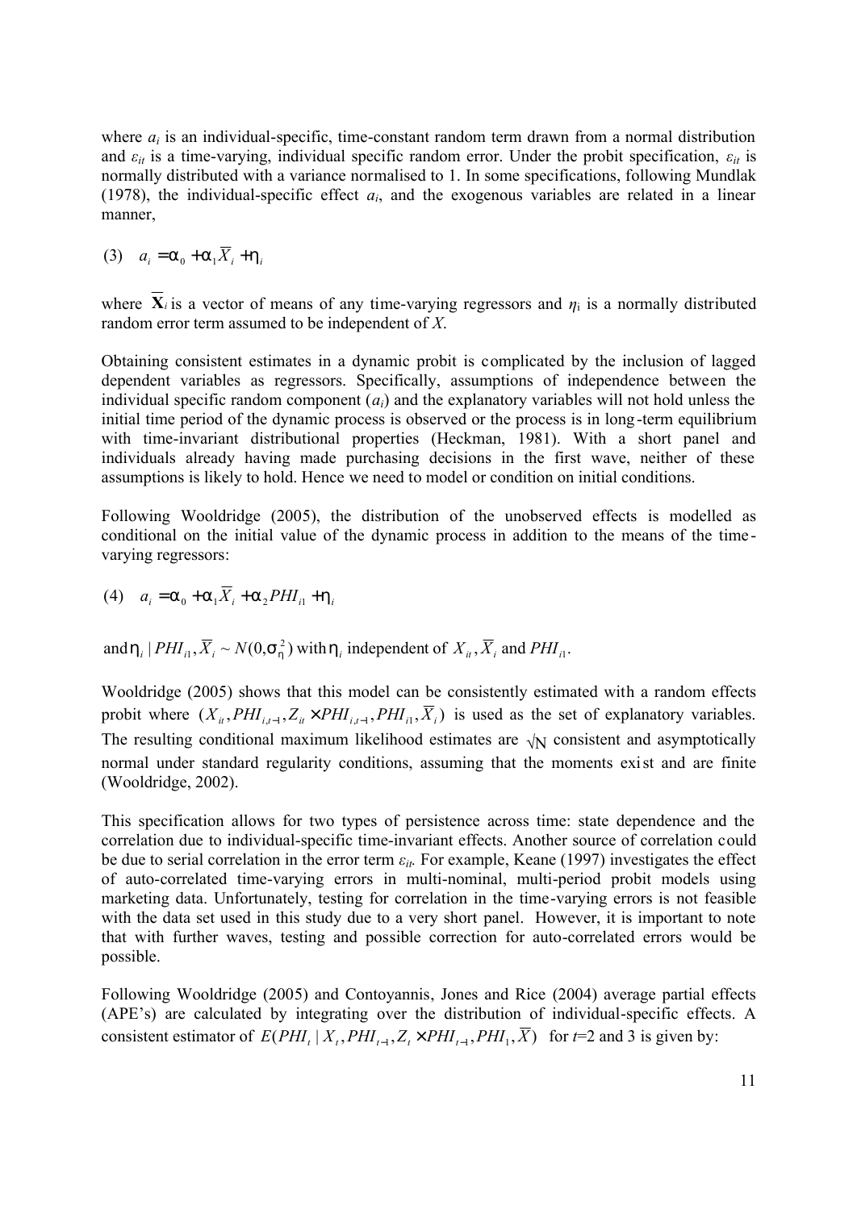where $a_i$ is an individual-specific, time-constant random term drawn from a normal distribution and $\varepsilon_{it}$ is a time-varying, individual specific random error. Under the probit specification, $\varepsilon_{it}$ is normally distributed with a variance normalised to 1. In some specifications, following Mundlak (1978), the individual-specific effect $a_i$, and the exogenous variables are related in a linear manner,

$$(3) \quad a_i = \alpha_0 + \alpha_1 \overline{X}_i + \eta_i$$

where $\overline{\mathbf{X}}_i$ is a vector of means of any time-varying regressors and $\eta_i$ is a normally distributed random error term assumed to be independent of $X$.

Obtaining consistent estimates in a dynamic probit is complicated by the inclusion of lagged dependent variables as regressors. Specifically, assumptions of independence between the individual specific random component ($a_i$) and the explanatory variables will not hold unless the initial time period of the dynamic process is observed or the process is in long-term equilibrium with time-invariant distributional properties (Heckman, 1981). With a short panel and individuals already having made purchasing decisions in the first wave, neither of these assumptions is likely to hold. Hence we need to model or condition on initial conditions.

Following Wooldridge (2005), the distribution of the unobserved effects is modelled as conditional on the initial value of the dynamic process in addition to the means of the time-varying regressors:

$$(4) \quad a_i = \alpha_0 + \alpha_1 \overline{X}_i + \alpha_2 PHI_{i1} + \eta_i$$

and $\eta_i \mid PHI_{i1}, \overline{X}_i \sim N(0, \sigma_\eta^2)$ with $\eta_i$ independent of $X_{it}, \overline{X}_i$ and $PHI_{i1}$.

Wooldridge (2005) shows that this model can be consistently estimated with a random effects probit where $(X_{it}, PHI_{i,t-1}, Z_{it} \times PHI_{i,t-1}, PHI_{i1}, \overline{X}_i)$ is used as the set of explanatory variables. The resulting conditional maximum likelihood estimates are $\sqrt{N}$ consistent and asymptotically normal under standard regularity conditions, assuming that the moments exist and are finite (Wooldridge, 2002).

This specification allows for two types of persistence across time: state dependence and the correlation due to individual-specific time-invariant effects. Another source of correlation could be due to serial correlation in the error term $\varepsilon_{it}$. For example, Keane (1997) investigates the effect of auto-correlated time-varying errors in multi-nominal, multi-period probit models using marketing data. Unfortunately, testing for correlation in the time-varying errors is not feasible with the data set used in this study due to a very short panel. However, it is important to note that with further waves, testing and possible correction for auto-correlated errors would be possible.

Following Wooldridge (2005) and Contoyannis, Jones and Rice (2004) average partial effects (APE's) are calculated by integrating over the distribution of individual-specific effects. A consistent estimator of $E(PHI_t \mid X_t, PHI_{t-1}, Z_t \times PHI_{t-1}, PHI_1, \overline{X})$ for $t$=2 and 3 is given by: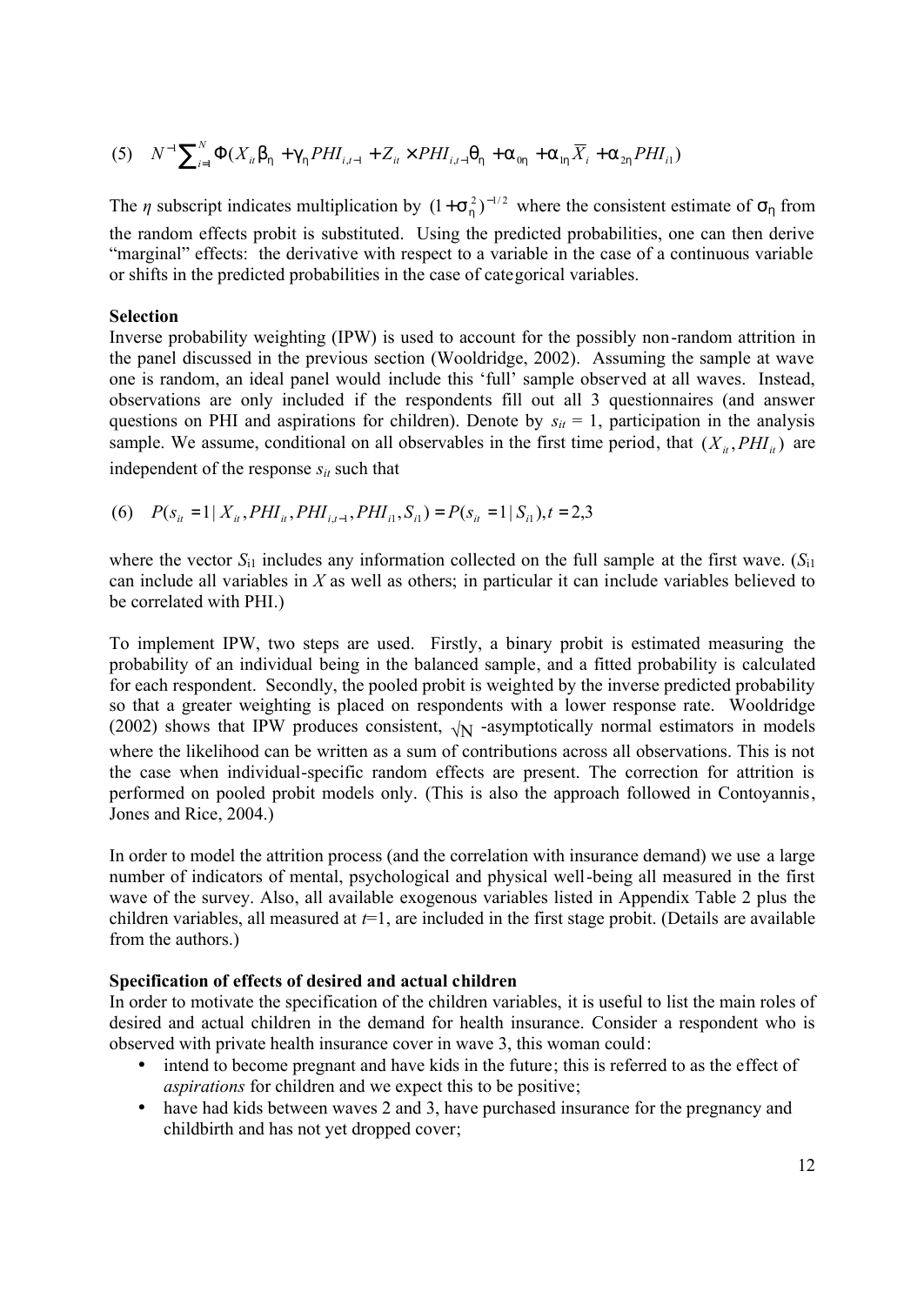$$(5) \quad N^{-1}\sum_{i=1}^{N}\Phi(X_{it}\beta_{\eta}+\gamma_{\eta}PHI_{i,t-1}+Z_{it}\times PHI_{i,t-1}\theta_{\eta}+\alpha_{0\eta}+\alpha_{1\eta}\overline{X}_{i}+\alpha_{2\eta}PHI_{i1})$$

The $\eta$ subscript indicates multiplication by $(1+\sigma_{\eta}^{2})^{-1/2}$ where the consistent estimate of $\sigma_{\eta}$ from the random effects probit is substituted. Using the predicted probabilities, one can then derive "marginal" effects: the derivative with respect to a variable in the case of a continuous variable or shifts in the predicted probabilities in the case of categorical variables.

**Selection**

Inverse probability weighting (IPW) is used to account for the possibly non-random attrition in the panel discussed in the previous section (Wooldridge, 2002). Assuming the sample at wave one is random, an ideal panel would include this 'full' sample observed at all waves. Instead, observations are only included if the respondents fill out all 3 questionnaires (and answer questions on PHI and aspirations for children). Denote by $s_{it} = 1$, participation in the analysis sample. We assume, conditional on all observables in the first time period, that $(X_{it}, PHI_{it})$ are independent of the response $s_{it}$ such that

$$(6) \quad P(s_{it}=1 \mid X_{it}, PHI_{it}, PHI_{i,t-1}, PHI_{i1}, S_{i1}) = P(s_{it}=1 \mid S_{i1}), t = 2,3$$

where the vector $S_{i1}$ includes any information collected on the full sample at the first wave. ($S_{i1}$ can include all variables in $X$ as well as others; in particular it can include variables believed to be correlated with PHI.)

To implement IPW, two steps are used. Firstly, a binary probit is estimated measuring the probability of an individual being in the balanced sample, and a fitted probability is calculated for each respondent. Secondly, the pooled probit is weighted by the inverse predicted probability so that a greater weighting is placed on respondents with a lower response rate. Wooldridge (2002) shows that IPW produces consistent, $\sqrt{N}$ -asymptotically normal estimators in models where the likelihood can be written as a sum of contributions across all observations. This is not the case when individual-specific random effects are present. The correction for attrition is performed on pooled probit models only. (This is also the approach followed in Contoyannis, Jones and Rice, 2004.)

In order to model the attrition process (and the correlation with insurance demand) we use a large number of indicators of mental, psychological and physical well-being all measured in the first wave of the survey. Also, all available exogenous variables listed in Appendix Table 2 plus the children variables, all measured at $t$=1, are included in the first stage probit. (Details are available from the authors.)

**Specification of effects of desired and actual children**

In order to motivate the specification of the children variables, it is useful to list the main roles of desired and actual children in the demand for health insurance. Consider a respondent who is observed with private health insurance cover in wave 3, this woman could:

- intend to become pregnant and have kids in the future; this is referred to as the effect of *aspirations* for children and we expect this to be positive;
- have had kids between waves 2 and 3, have purchased insurance for the pregnancy and childbirth and has not yet dropped cover;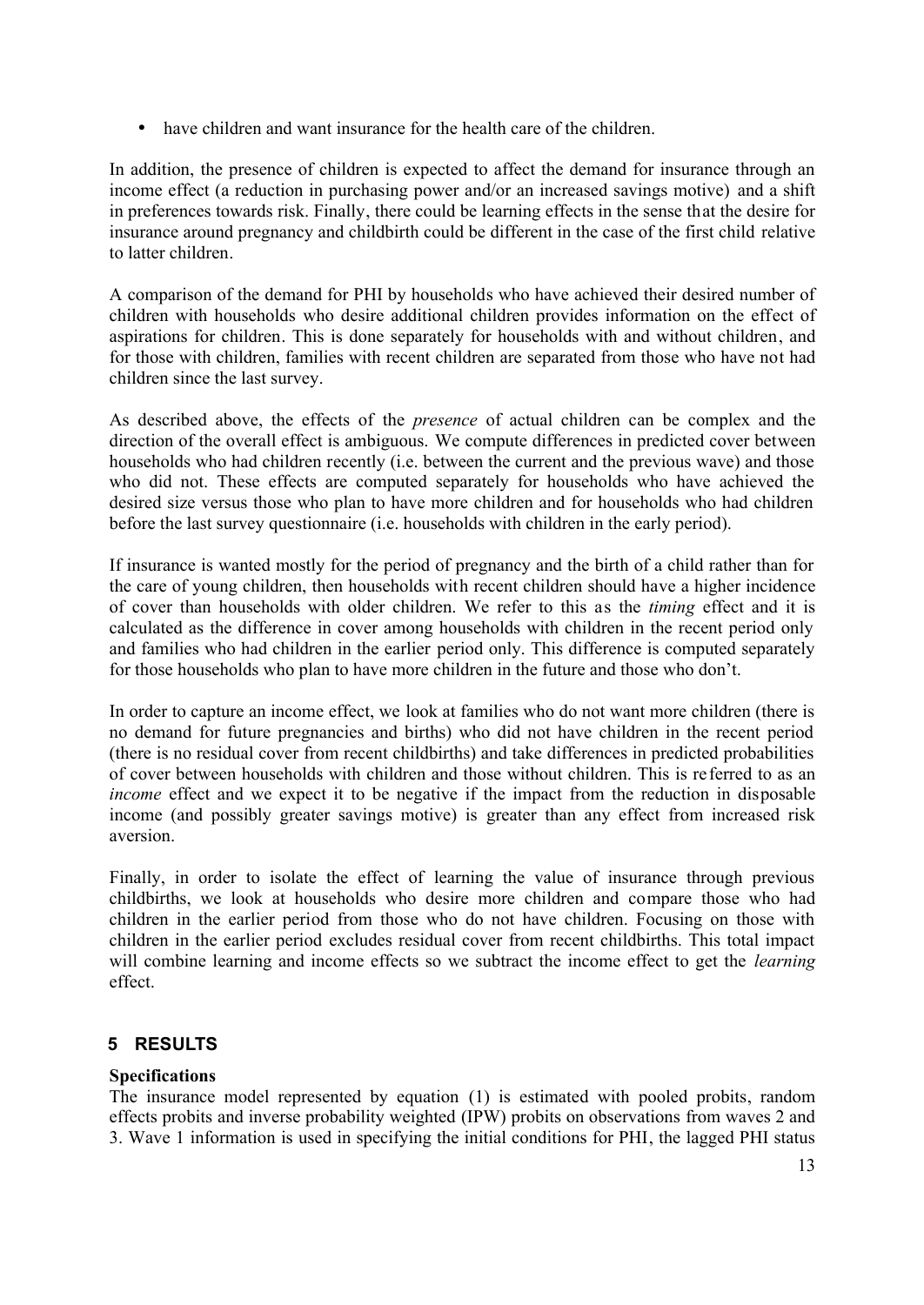- have children and want insurance for the health care of the children.

In addition, the presence of children is expected to affect the demand for insurance through an income effect (a reduction in purchasing power and/or an increased savings motive) and a shift in preferences towards risk. Finally, there could be learning effects in the sense that the desire for insurance around pregnancy and childbirth could be different in the case of the first child relative to latter children.

A comparison of the demand for PHI by households who have achieved their desired number of children with households who desire additional children provides information on the effect of aspirations for children. This is done separately for households with and without children, and for those with children, families with recent children are separated from those who have not had children since the last survey.

As described above, the effects of the *presence* of actual children can be complex and the direction of the overall effect is ambiguous. We compute differences in predicted cover between households who had children recently (i.e. between the current and the previous wave) and those who did not. These effects are computed separately for households who have achieved the desired size versus those who plan to have more children and for households who had children before the last survey questionnaire (i.e. households with children in the early period).

If insurance is wanted mostly for the period of pregnancy and the birth of a child rather than for the care of young children, then households with recent children should have a higher incidence of cover than households with older children. We refer to this as the *timing* effect and it is calculated as the difference in cover among households with children in the recent period only and families who had children in the earlier period only. This difference is computed separately for those households who plan to have more children in the future and those who don't.

In order to capture an income effect, we look at families who do not want more children (there is no demand for future pregnancies and births) who did not have children in the recent period (there is no residual cover from recent childbirths) and take differences in predicted probabilities of cover between households with children and those without children. This is referred to as an *income* effect and we expect it to be negative if the impact from the reduction in disposable income (and possibly greater savings motive) is greater than any effect from increased risk aversion.

Finally, in order to isolate the effect of learning the value of insurance through previous childbirths, we look at households who desire more children and compare those who had children in the earlier period from those who do not have children. Focusing on those with children in the earlier period excludes residual cover from recent childbirths. This total impact will combine learning and income effects so we subtract the income effect to get the *learning* effect.

## 5 RESULTS

**Specifications**

The insurance model represented by equation (1) is estimated with pooled probits, random effects probits and inverse probability weighted (IPW) probits on observations from waves 2 and 3. Wave 1 information is used in specifying the initial conditions for PHI, the lagged PHI status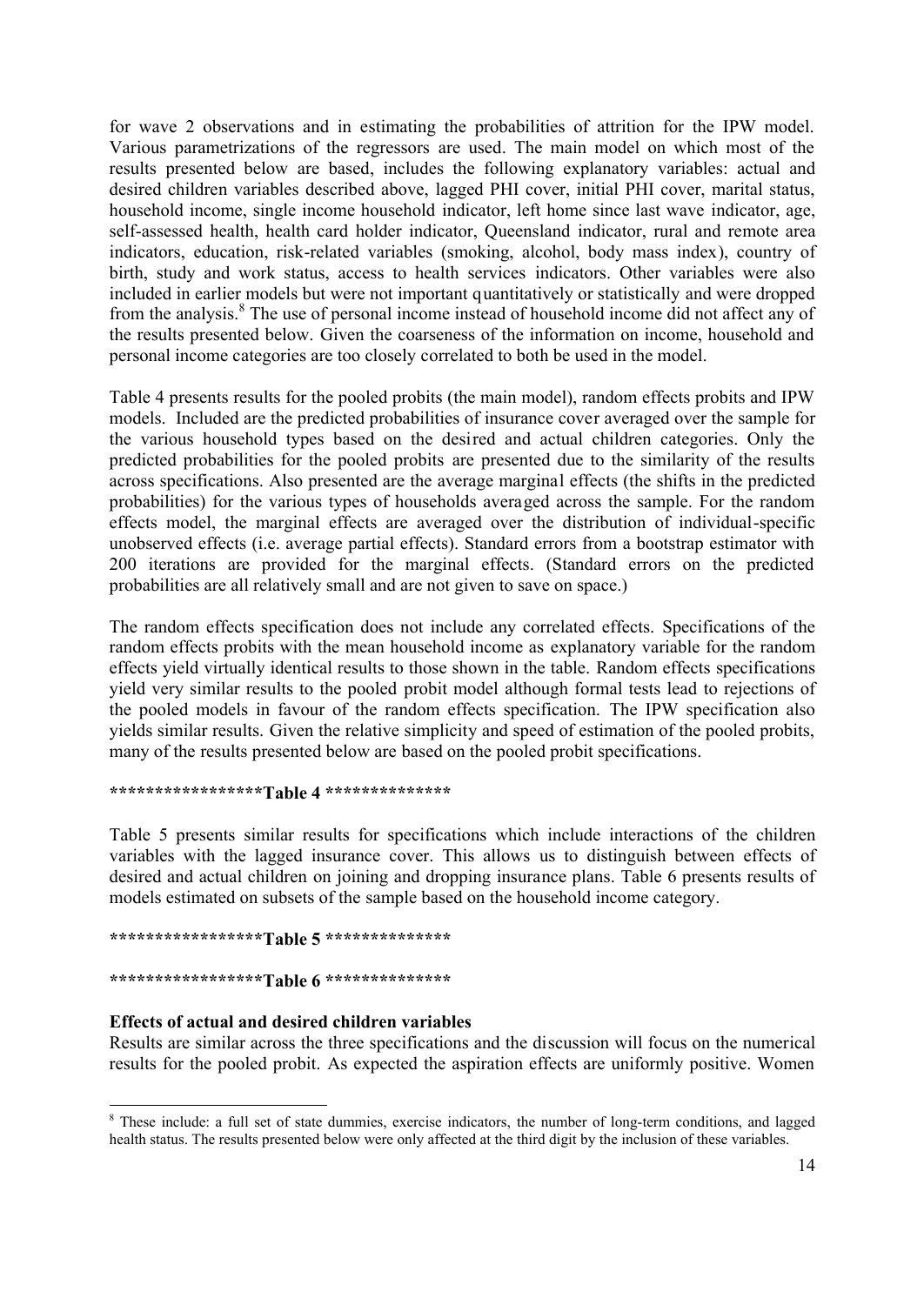for wave 2 observations and in estimating the probabilities of attrition for the IPW model. Various parametrizations of the regressors are used. The main model on which most of the results presented below are based, includes the following explanatory variables: actual and desired children variables described above, lagged PHI cover, initial PHI cover, marital status, household income, single income household indicator, left home since last wave indicator, age, self-assessed health, health card holder indicator, Queensland indicator, rural and remote area indicators, education, risk-related variables (smoking, alcohol, body mass index), country of birth, study and work status, access to health services indicators. Other variables were also included in earlier models but were not important quantitatively or statistically and were dropped from the analysis.[8] The use of personal income instead of household income did not affect any of the results presented below. Given the coarseness of the information on income, household and personal income categories are too closely correlated to both be used in the model.

Table 4 presents results for the pooled probits (the main model), random effects probits and IPW models. Included are the predicted probabilities of insurance cover averaged over the sample for the various household types based on the desired and actual children categories. Only the predicted probabilities for the pooled probits are presented due to the similarity of the results across specifications. Also presented are the average marginal effects (the shifts in the predicted probabilities) for the various types of households averaged across the sample. For the random effects model, the marginal effects are averaged over the distribution of individual-specific unobserved effects (i.e. average partial effects). Standard errors from a bootstrap estimator with 200 iterations are provided for the marginal effects. (Standard errors on the predicted probabilities are all relatively small and are not given to save on space.)

The random effects specification does not include any correlated effects. Specifications of the random effects probits with the mean household income as explanatory variable for the random effects yield virtually identical results to those shown in the table. Random effects specifications yield very similar results to the pooled probit model although formal tests lead to rejections of the pooled models in favour of the random effects specification. The IPW specification also yields similar results. Given the relative simplicity and speed of estimation of the pooled probits, many of the results presented below are based on the pooled probit specifications.

*****************Table 4 **************

Table 5 presents similar results for specifications which include interactions of the children variables with the lagged insurance cover. This allows us to distinguish between effects of desired and actual children on joining and dropping insurance plans. Table 6 presents results of models estimated on subsets of the sample based on the household income category.

*****************Table 5 **************

*****************Table 6 **************

**Effects of actual and desired children variables**

Results are similar across the three specifications and the discussion will focus on the numerical results for the pooled probit. As expected the aspiration effects are uniformly positive. Women

[8] These include: a full set of state dummies, exercise indicators, the number of long-term conditions, and lagged health status. The results presented below were only affected at the third digit by the inclusion of these variables.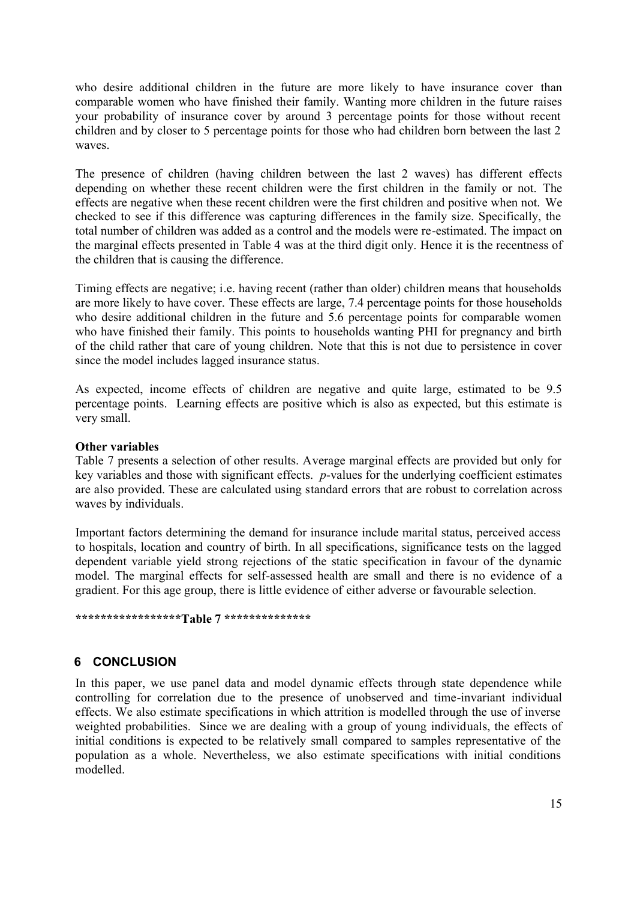who desire additional children in the future are more likely to have insurance cover than comparable women who have finished their family. Wanting more children in the future raises your probability of insurance cover by around 3 percentage points for those without recent children and by closer to 5 percentage points for those who had children born between the last 2 waves.

The presence of children (having children between the last 2 waves) has different effects depending on whether these recent children were the first children in the family or not. The effects are negative when these recent children were the first children and positive when not. We checked to see if this difference was capturing differences in the family size. Specifically, the total number of children was added as a control and the models were re-estimated. The impact on the marginal effects presented in Table 4 was at the third digit only. Hence it is the recentness of the children that is causing the difference.

Timing effects are negative; i.e. having recent (rather than older) children means that households are more likely to have cover. These effects are large, 7.4 percentage points for those households who desire additional children in the future and 5.6 percentage points for comparable women who have finished their family. This points to households wanting PHI for pregnancy and birth of the child rather that care of young children. Note that this is not due to persistence in cover since the model includes lagged insurance status.

As expected, income effects of children are negative and quite large, estimated to be 9.5 percentage points. Learning effects are positive which is also as expected, but this estimate is very small.

**Other variables**

Table 7 presents a selection of other results. Average marginal effects are provided but only for key variables and those with significant effects. *p*-values for the underlying coefficient estimates are also provided. These are calculated using standard errors that are robust to correlation across waves by individuals.

Important factors determining the demand for insurance include marital status, perceived access to hospitals, location and country of birth. In all specifications, significance tests on the lagged dependent variable yield strong rejections of the static specification in favour of the dynamic model. The marginal effects for self-assessed health are small and there is no evidence of a gradient. For this age group, there is little evidence of either adverse or favourable selection.

**\*\*\*\*\*\*\*\*\*\*\*\*\*\*\*\*\*Table 7 \*\*\*\*\*\*\*\*\*\*\*\*\*\***

## 6 CONCLUSION

In this paper, we use panel data and model dynamic effects through state dependence while controlling for correlation due to the presence of unobserved and time-invariant individual effects. We also estimate specifications in which attrition is modelled through the use of inverse weighted probabilities. Since we are dealing with a group of young individuals, the effects of initial conditions is expected to be relatively small compared to samples representative of the population as a whole. Nevertheless, we also estimate specifications with initial conditions modelled.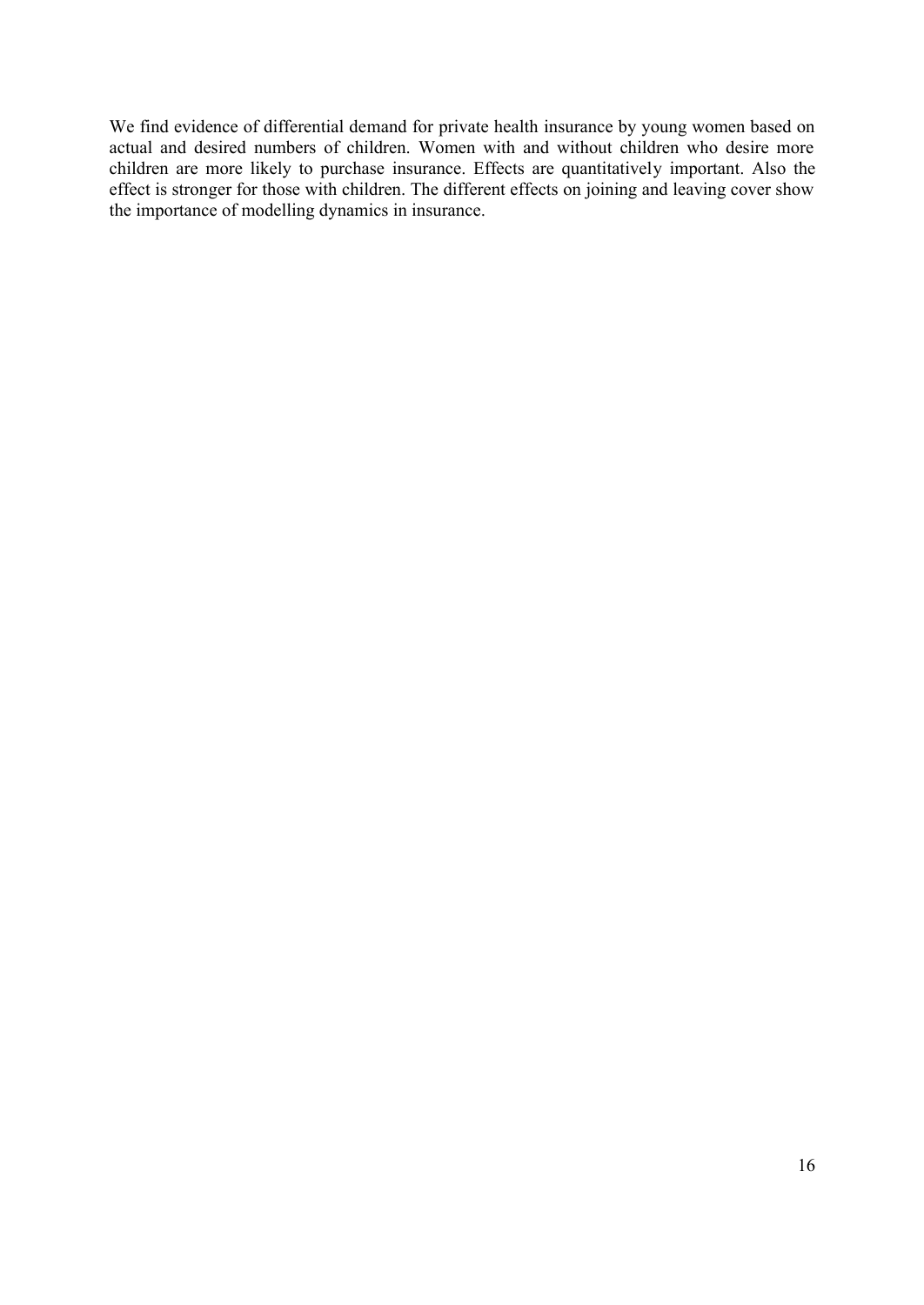We find evidence of differential demand for private health insurance by young women based on actual and desired numbers of children. Women with and without children who desire more children are more likely to purchase insurance. Effects are quantitatively important. Also the effect is stronger for those with children. The different effects on joining and leaving cover show the importance of modelling dynamics in insurance.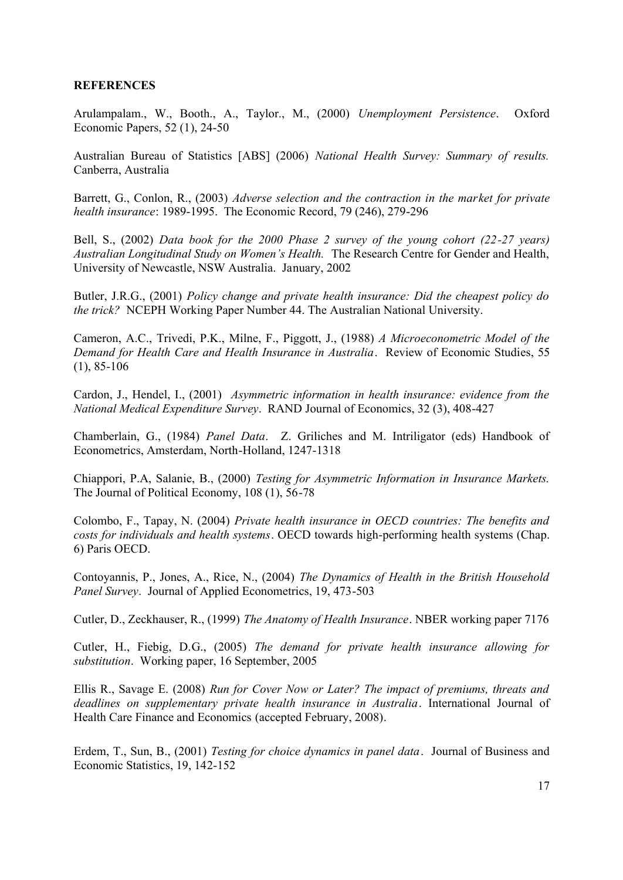**REFERENCES**

Arulampalam., W., Booth., A., Taylor., M., (2000) *Unemployment Persistence*. Oxford Economic Papers, 52 (1), 24-50

Australian Bureau of Statistics [ABS] (2006) *National Health Survey: Summary of results.* Canberra, Australia

Barrett, G., Conlon, R., (2003) *Adverse selection and the contraction in the market for private health insurance*: 1989-1995. The Economic Record, 79 (246), 279-296

Bell, S., (2002) *Data book for the 2000 Phase 2 survey of the young cohort (22-27 years) Australian Longitudinal Study on Women's Health.* The Research Centre for Gender and Health, University of Newcastle, NSW Australia. January, 2002

Butler, J.R.G., (2001) *Policy change and private health insurance: Did the cheapest policy do the trick?* NCEPH Working Paper Number 44. The Australian National University.

Cameron, A.C., Trivedi, P.K., Milne, F., Piggott, J., (1988) *A Microeconometric Model of the Demand for Health Care and Health Insurance in Australia*. Review of Economic Studies, 55 (1), 85-106

Cardon, J., Hendel, I., (2001) *Asymmetric information in health insurance: evidence from the National Medical Expenditure Survey*. RAND Journal of Economics, 32 (3), 408-427

Chamberlain, G., (1984) *Panel Data*. Z. Griliches and M. Intriligator (eds) Handbook of Econometrics, Amsterdam, North-Holland, 1247-1318

Chiappori, P.A, Salanie, B., (2000) *Testing for Asymmetric Information in Insurance Markets.* The Journal of Political Economy, 108 (1), 56-78

Colombo, F., Tapay, N. (2004) *Private health insurance in OECD countries: The benefits and costs for individuals and health systems*. OECD towards high-performing health systems (Chap. 6) Paris OECD.

Contoyannis, P., Jones, A., Rice, N., (2004) *The Dynamics of Health in the British Household Panel Survey*. Journal of Applied Econometrics, 19, 473-503

Cutler, D., Zeckhauser, R., (1999) *The Anatomy of Health Insurance*. NBER working paper 7176

Cutler, H., Fiebig, D.G., (2005) *The demand for private health insurance allowing for substitution*. Working paper, 16 September, 2005

Ellis R., Savage E. (2008) *Run for Cover Now or Later? The impact of premiums, threats and deadlines on supplementary private health insurance in Australia*. International Journal of Health Care Finance and Economics (accepted February, 2008).

Erdem, T., Sun, B., (2001) *Testing for choice dynamics in panel data*. Journal of Business and Economic Statistics, 19, 142-152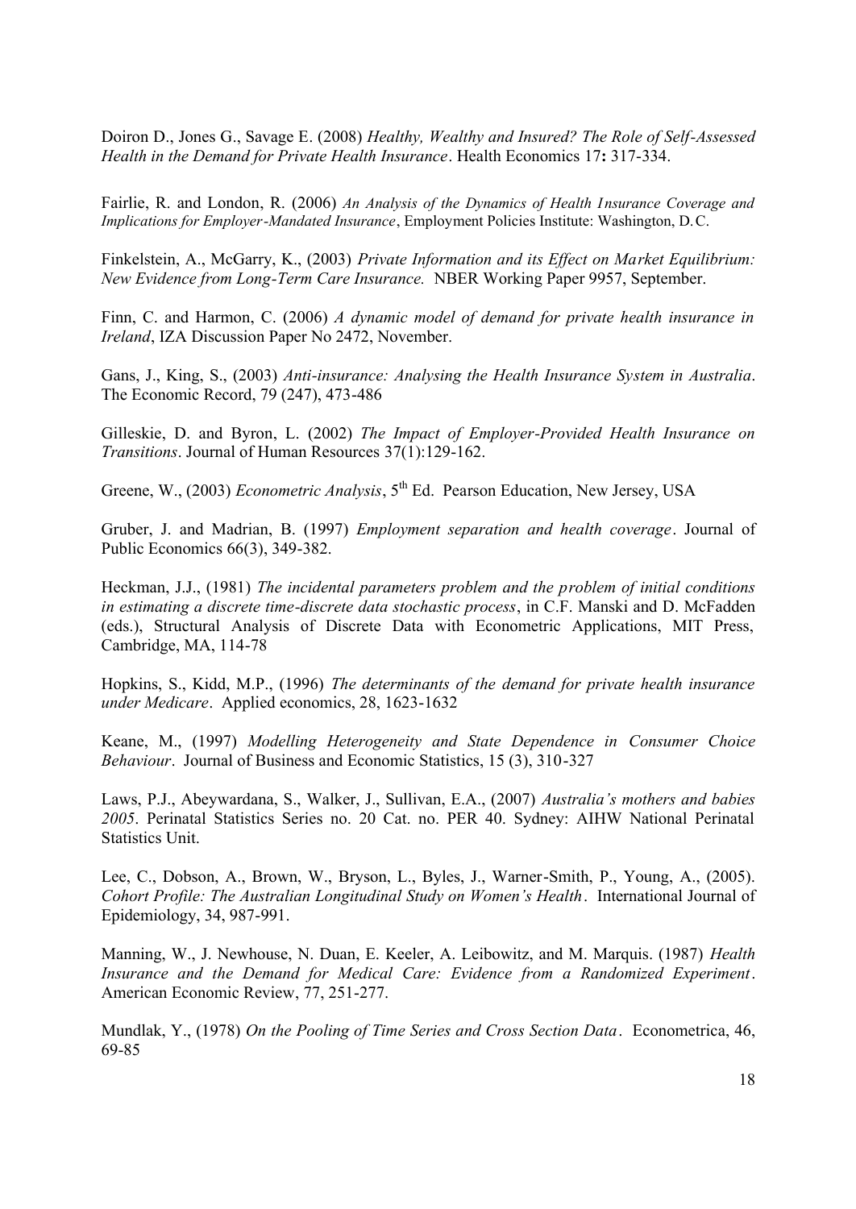Doiron D., Jones G., Savage E. (2008) *Healthy, Wealthy and Insured? The Role of Self-Assessed Health in the Demand for Private Health Insurance*. Health Economics 17**:** 317-334.

Fairlie, R. and London, R. (2006) *An Analysis of the Dynamics of Health Insurance Coverage and Implications for Employer-Mandated Insurance*, Employment Policies Institute: Washington, D.C.

Finkelstein, A., McGarry, K., (2003) *Private Information and its Effect on Market Equilibrium: New Evidence from Long-Term Care Insurance.* NBER Working Paper 9957, September.

Finn, C. and Harmon, C. (2006) *A dynamic model of demand for private health insurance in Ireland*, IZA Discussion Paper No 2472, November.

Gans, J., King, S., (2003) *Anti-insurance: Analysing the Health Insurance System in Australia*. The Economic Record, 79 (247), 473-486

Gilleskie, D. and Byron, L. (2002) *The Impact of Employer-Provided Health Insurance on Transitions*. Journal of Human Resources 37(1):129-162.

Greene, W., (2003) *Econometric Analysis*, 5th Ed. Pearson Education, New Jersey, USA

Gruber, J. and Madrian, B. (1997) *Employment separation and health coverage*. Journal of Public Economics 66(3), 349-382.

Heckman, J.J., (1981) *The incidental parameters problem and the problem of initial conditions in estimating a discrete time-discrete data stochastic process*, in C.F. Manski and D. McFadden (eds.), Structural Analysis of Discrete Data with Econometric Applications, MIT Press, Cambridge, MA, 114-78

Hopkins, S., Kidd, M.P., (1996) *The determinants of the demand for private health insurance under Medicare*. Applied economics, 28, 1623-1632

Keane, M., (1997) *Modelling Heterogeneity and State Dependence in Consumer Choice Behaviour*. Journal of Business and Economic Statistics, 15 (3), 310-327

Laws, P.J., Abeywardana, S., Walker, J., Sullivan, E.A., (2007) *Australia's mothers and babies 2005*. Perinatal Statistics Series no. 20 Cat. no. PER 40. Sydney: AIHW National Perinatal Statistics Unit.

Lee, C., Dobson, A., Brown, W., Bryson, L., Byles, J., Warner-Smith, P., Young, A., (2005). *Cohort Profile: The Australian Longitudinal Study on Women's Health*. International Journal of Epidemiology, 34, 987-991.

Manning, W., J. Newhouse, N. Duan, E. Keeler, A. Leibowitz, and M. Marquis. (1987) *Health Insurance and the Demand for Medical Care: Evidence from a Randomized Experiment*. American Economic Review, 77, 251-277.

Mundlak, Y., (1978) *On the Pooling of Time Series and Cross Section Data*. Econometrica, 46, 69-85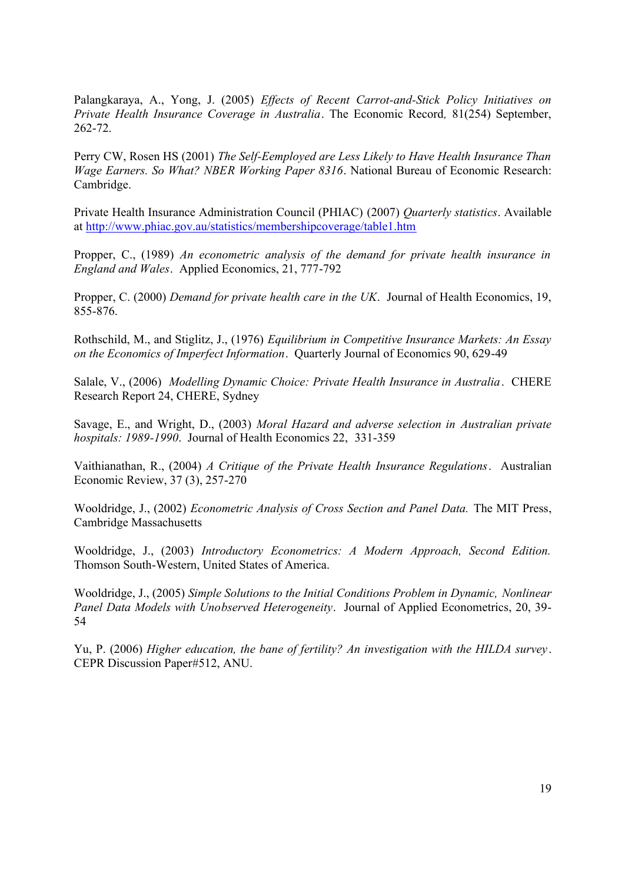Palangkaraya, A., Yong, J. (2005) *Effects of Recent Carrot-and-Stick Policy Initiatives on Private Health Insurance Coverage in Australia*. The Economic Record, 81(254) September, 262-72.

Perry CW, Rosen HS (2001) *The Self-Eemployed are Less Likely to Have Health Insurance Than Wage Earners. So What? NBER Working Paper 8316*. National Bureau of Economic Research: Cambridge.

Private Health Insurance Administration Council (PHIAC) (2007) *Quarterly statistics*. Available at http://www.phiac.gov.au/statistics/membershipcoverage/table1.htm

Propper, C., (1989) *An econometric analysis of the demand for private health insurance in England and Wales*. Applied Economics, 21, 777-792

Propper, C. (2000) *Demand for private health care in the UK*. Journal of Health Economics, 19, 855-876.

Rothschild, M., and Stiglitz, J., (1976) *Equilibrium in Competitive Insurance Markets: An Essay on the Economics of Imperfect Information*. Quarterly Journal of Economics 90, 629-49

Salale, V., (2006) *Modelling Dynamic Choice: Private Health Insurance in Australia*. CHERE Research Report 24, CHERE, Sydney

Savage, E., and Wright, D., (2003) *Moral Hazard and adverse selection in Australian private hospitals: 1989-1990*. Journal of Health Economics 22, 331-359

Vaithianathan, R., (2004) *A Critique of the Private Health Insurance Regulations*. Australian Economic Review, 37 (3), 257-270

Wooldridge, J., (2002) *Econometric Analysis of Cross Section and Panel Data.* The MIT Press, Cambridge Massachusetts

Wooldridge, J., (2003) *Introductory Econometrics: A Modern Approach, Second Edition.* Thomson South-Western, United States of America.

Wooldridge, J., (2005) *Simple Solutions to the Initial Conditions Problem in Dynamic, Nonlinear Panel Data Models with Unobserved Heterogeneity*. Journal of Applied Econometrics, 20, 39-54

Yu, P. (2006) *Higher education, the bane of fertility? An investigation with the HILDA survey*. CEPR Discussion Paper#512, ANU.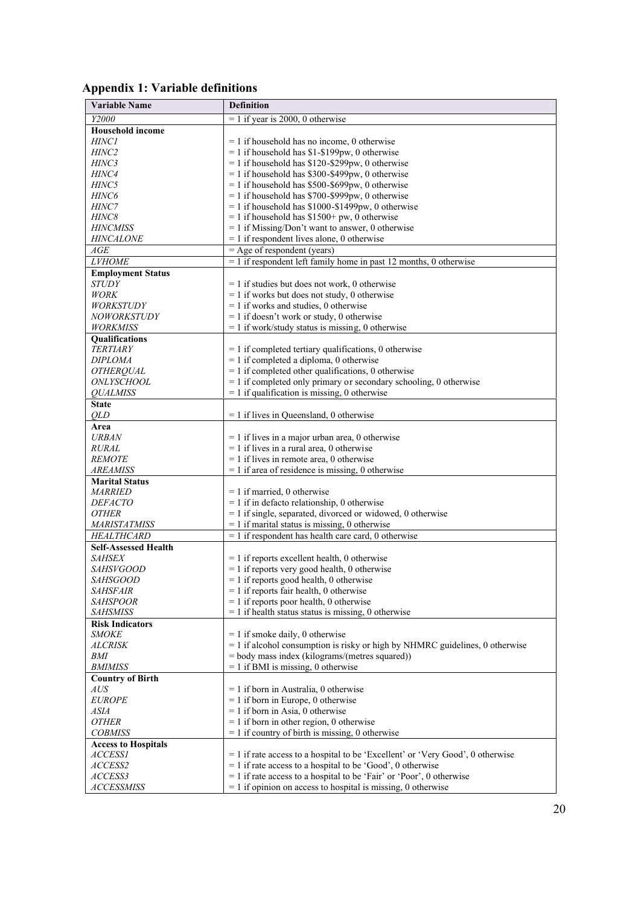## Appendix 1: Variable definitions

| Variable Name | Definition |
|---|---|
| *Y2000* | = 1 if year is 2000, 0 otherwise |
| **Household income** | |
| *HINC1* | = 1 if household has no income, 0 otherwise |
| *HINC2* | = 1 if household has $1-$199pw, 0 otherwise |
| *HINC3* | = 1 if household has $120-$299pw, 0 otherwise |
| *HINC4* | = 1 if household has $300-$499pw, 0 otherwise |
| *HINC5* | = 1 if household has $500-$699pw, 0 otherwise |
| *HINC6* | = 1 if household has $700-$999pw, 0 otherwise |
| *HINC7* | = 1 if household has $1000-$1499pw, 0 otherwise |
| *HINC8* | = 1 if household has $1500+ pw, 0 otherwise |
| *HINCMISS* | = 1 if Missing/Don't want to answer, 0 otherwise |
| *HINCALONE* | = 1 if respondent lives alone, 0 otherwise |
| *AGE* | = Age of respondent (years) |
| *LVHOME* | = 1 if respondent left family home in past 12 months, 0 otherwise |
| **Employment Status** | |
| *STUDY* | = 1 if studies but does not work, 0 otherwise |
| *WORK* | = 1 if works but does not study, 0 otherwise |
| *WORKSTUDY* | = 1 if works and studies, 0 otherwise |
| *NOWORKSTUDY* | = 1 if doesn't work or study, 0 otherwise |
| *WORKMISS* | = 1 if work/study status is missing, 0 otherwise |
| **Qualifications** | |
| *TERTIARY* | = 1 if completed tertiary qualifications, 0 otherwise |
| *DIPLOMA* | = 1 if completed a diploma, 0 otherwise |
| *OTHERQUAL* | = 1 if completed other qualifications, 0 otherwise |
| *ONLYSCHOOL* | = 1 if completed only primary or secondary schooling, 0 otherwise |
| *QUALMISS* | = 1 if qualification is missing, 0 otherwise |
| **State** | |
| *QLD* | = 1 if lives in Queensland, 0 otherwise |
| **Area** | |
| *URBAN* | = 1 if lives in a major urban area, 0 otherwise |
| *RURAL* | = 1 if lives in a rural area, 0 otherwise |
| *REMOTE* | = 1 if lives in remote area, 0 otherwise |
| *AREAMISS* | = 1 if area of residence is missing, 0 otherwise |
| **Marital Status** | |
| *MARRIED* | = 1 if married, 0 otherwise |
| *DEFACTO* | = 1 if in defacto relationship, 0 otherwise |
| *OTHER* | = 1 if single, separated, divorced or widowed, 0 otherwise |
| *MARISTATMISS* | = 1 if marital status is missing, 0 otherwise |
| *HEALTHCARD* | = 1 if respondent has health care card, 0 otherwise |
| **Self-Assessed Health** | |
| *SAHSEX* | = 1 if reports excellent health, 0 otherwise |
| *SAHSVGOOD* | = 1 if reports very good health, 0 otherwise |
| *SAHSGOOD* | = 1 if reports good health, 0 otherwise |
| *SAHSFAIR* | = 1 if reports fair health, 0 otherwise |
| *SAHSPOOR* | = 1 if reports poor health, 0 otherwise |
| *SAHSMISS* | = 1 if health status status is missing, 0 otherwise |
| **Risk Indicators** | |
| *SMOKE* | = 1 if smoke daily, 0 otherwise |
| *ALCRISK* | = 1 if alcohol consumption is risky or high by NHMRC guidelines, 0 otherwise |
| *BMI* | = body mass index (kilograms/(metres squared)) |
| *BMIMISS* | = 1 if BMI is missing, 0 otherwise |
| **Country of Birth** | |
| *AUS* | = 1 if born in Australia, 0 otherwise |
| *EUROPE* | = 1 if born in Europe, 0 otherwise |
| *ASIA* | = 1 if born in Asia, 0 otherwise |
| *OTHER* | = 1 if born in other region, 0 otherwise |
| *COBMISS* | = 1 if country of birth is missing, 0 otherwise |
| **Access to Hospitals** | |
| *ACCESS1* | = 1 if rate access to a hospital to be 'Excellent' or 'Very Good', 0 otherwise |
| *ACCESS2* | = 1 if rate access to a hospital to be 'Good', 0 otherwise |
| *ACCESS3* | = 1 if rate access to a hospital to be 'Fair' or 'Poor', 0 otherwise |
| *ACCESSMISS* | = 1 if opinion on access to hospital is missing, 0 otherwise |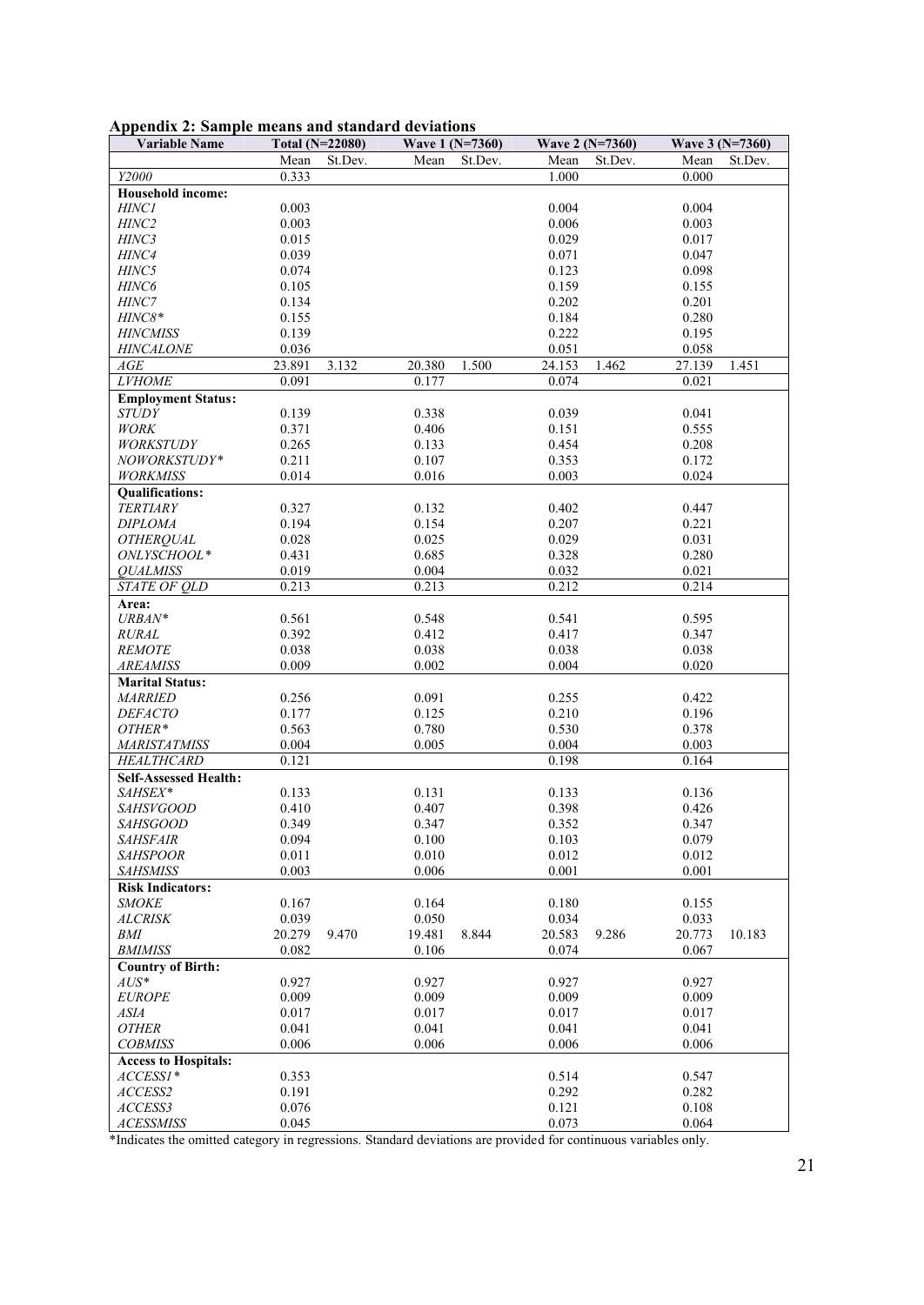**Appendix 2: Sample means and standard deviations**

| Variable Name | Total (N=22080) | | Wave 1 (N=7360) | | Wave 2 (N=7360) | | Wave 3 (N=7360) | |
|---|---|---|---|---|---|---|---|---|
| | Mean | St.Dev. | Mean | St.Dev. | Mean | St.Dev. | Mean | St.Dev. |
| *Y2000* | 0.333 | | | | 1.000 | | 0.000 | |
| **Household income:** | | | | | | | | |
| *HINC1* | 0.003 | | | | 0.004 | | 0.004 | |
| *HINC2* | 0.003 | | | | 0.006 | | 0.003 | |
| *HINC3* | 0.015 | | | | 0.029 | | 0.017 | |
| *HINC4* | 0.039 | | | | 0.071 | | 0.047 | |
| *HINC5* | 0.074 | | | | 0.123 | | 0.098 | |
| *HINC6* | 0.105 | | | | 0.159 | | 0.155 | |
| *HINC7* | 0.134 | | | | 0.202 | | 0.201 | |
| *HINC8** | 0.155 | | | | 0.184 | | 0.280 | |
| *HINCMISS* | 0.139 | | | | 0.222 | | 0.195 | |
| *HINCALONE* | 0.036 | | | | 0.051 | | 0.058 | |
| *AGE* | 23.891 | 3.132 | 20.380 | 1.500 | 24.153 | 1.462 | 27.139 | 1.451 |
| *LVHOME* | 0.091 | | 0.177 | | 0.074 | | 0.021 | |
| **Employment Status:** | | | | | | | | |
| *STUDY* | 0.139 | | 0.338 | | 0.039 | | 0.041 | |
| *WORK* | 0.371 | | 0.406 | | 0.151 | | 0.555 | |
| *WORKSTUDY* | 0.265 | | 0.133 | | 0.454 | | 0.208 | |
| *NOWORKSTUDY** | 0.211 | | 0.107 | | 0.353 | | 0.172 | |
| *WORKMISS* | 0.014 | | 0.016 | | 0.003 | | 0.024 | |
| **Qualifications:** | | | | | | | | |
| *TERTIARY* | 0.327 | | 0.132 | | 0.402 | | 0.447 | |
| *DIPLOMA* | 0.194 | | 0.154 | | 0.207 | | 0.221 | |
| *OTHERQUAL* | 0.028 | | 0.025 | | 0.029 | | 0.031 | |
| *ONLYSCHOOL** | 0.431 | | 0.685 | | 0.328 | | 0.280 | |
| *QUALMISS* | 0.019 | | 0.004 | | 0.032 | | 0.021 | |
| *STATE OF QLD* | 0.213 | | 0.213 | | 0.212 | | 0.214 | |
| **Area:** | | | | | | | | |
| *URBAN** | 0.561 | | 0.548 | | 0.541 | | 0.595 | |
| *RURAL* | 0.392 | | 0.412 | | 0.417 | | 0.347 | |
| *REMOTE* | 0.038 | | 0.038 | | 0.038 | | 0.038 | |
| *AREAMISS* | 0.009 | | 0.002 | | 0.004 | | 0.020 | |
| **Marital Status:** | | | | | | | | |
| *MARRIED* | 0.256 | | 0.091 | | 0.255 | | 0.422 | |
| *DEFACTO* | 0.177 | | 0.125 | | 0.210 | | 0.196 | |
| *OTHER** | 0.563 | | 0.780 | | 0.530 | | 0.378 | |
| *MARISTATMISS* | 0.004 | | 0.005 | | 0.004 | | 0.003 | |
| *HEALTHCARD* | 0.121 | | | | 0.198 | | 0.164 | |
| **Self-Assessed Health:** | | | | | | | | |
| *SAHSEX** | 0.133 | | 0.131 | | 0.133 | | 0.136 | |
| *SAHSVGOOD* | 0.410 | | 0.407 | | 0.398 | | 0.426 | |
| *SAHSGOOD* | 0.349 | | 0.347 | | 0.352 | | 0.347 | |
| *SAHSFAIR* | 0.094 | | 0.100 | | 0.103 | | 0.079 | |
| *SAHSPOOR* | 0.011 | | 0.010 | | 0.012 | | 0.012 | |
| *SAHSMISS* | 0.003 | | 0.006 | | 0.001 | | 0.001 | |
| **Risk Indicators:** | | | | | | | | |
| *SMOKE* | 0.167 | | 0.164 | | 0.180 | | 0.155 | |
| *ALCRISK* | 0.039 | | 0.050 | | 0.034 | | 0.033 | |
| *BMI* | 20.279 | 9.470 | 19.481 | 8.844 | 20.583 | 9.286 | 20.773 | 10.183 |
| *BMIMISS* | 0.082 | | 0.106 | | 0.074 | | 0.067 | |
| **Country of Birth:** | | | | | | | | |
| *AUS** | 0.927 | | 0.927 | | 0.927 | | 0.927 | |
| *EUROPE* | 0.009 | | 0.009 | | 0.009 | | 0.009 | |
| *ASIA* | 0.017 | | 0.017 | | 0.017 | | 0.017 | |
| *OTHER* | 0.041 | | 0.041 | | 0.041 | | 0.041 | |
| *COBMISS* | 0.006 | | 0.006 | | 0.006 | | 0.006 | |
| **Access to Hospitals:** | | | | | | | | |
| *ACCESS1** | 0.353 | | | | 0.514 | | 0.547 | |
| *ACCESS2* | 0.191 | | | | 0.292 | | 0.282 | |
| *ACCESS3* | 0.076 | | | | 0.121 | | 0.108 | |
| *ACESSMISS* | 0.045 | | | | 0.073 | | 0.064 | |

*Indicates the omitted category in regressions. Standard deviations are provided for continuous variables only.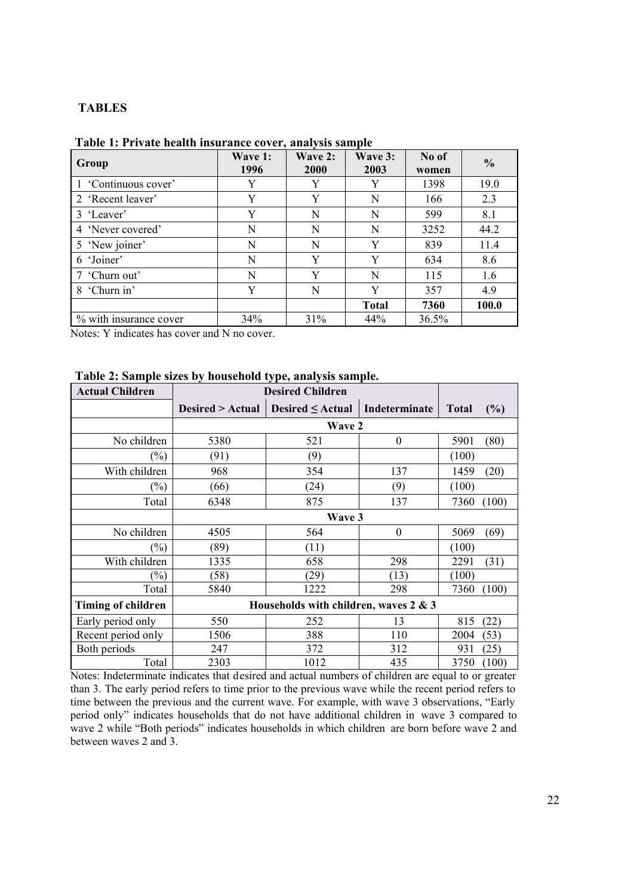## TABLES

**Table 1: Private health insurance cover, analysis sample**

| Group | Wave 1: 1996 | Wave 2: 2000 | Wave 3: 2003 | No of women | % |
|---|---|---|---|---|---|
| 1 'Continuous cover' | Y | Y | Y | 1398 | 19.0 |
| 2 'Recent leaver' | Y | Y | N | 166 | 2.3 |
| 3 'Leaver' | Y | N | N | 599 | 8.1 |
| 4 'Never covered' | N | N | N | 3252 | 44.2 |
| 5 'New joiner' | N | N | Y | 839 | 11.4 |
| 6 'Joiner' | N | Y | Y | 634 | 8.6 |
| 7 'Churn out' | N | Y | N | 115 | 1.6 |
| 8 'Churn in' | Y | N | Y | 357 | 4.9 |
| | | | **Total** | **7360** | **100.0** |
| % with insurance cover | 34% | 31% | 44% | 36.5% | |

Notes: Y indicates has cover and N no cover.

**Table 2: Sample sizes by household type, analysis sample.**

| Actual Children | Desired Children | | | |
|---|---|---|---|---|
| | Desired > Actual | Desired ≤ Actual | Indeterminate | Total (%) |
| | Wave 2 | | | |
| No children | 5380 | 521 | 0 | 5901 (80) |
| (%) | (91) | (9) | | (100) |
| With children | 968 | 354 | 137 | 1459 (20) |
| (%) | (66) | (24) | (9) | (100) |
| Total | 6348 | 875 | 137 | 7360 (100) |
| | Wave 3 | | | |
| No children | 4505 | 564 | 0 | 5069 (69) |
| (%) | (89) | (11) | | (100) |
| With children | 1335 | 658 | 298 | 2291 (31) |
| (%) | (58) | (29) | (13) | (100) |
| Total | 5840 | 1222 | 298 | 7360 (100) |
| **Timing of children** | **Households with children, waves 2 & 3** | | | |
| Early period only | 550 | 252 | 13 | 815 (22) |
| Recent period only | 1506 | 388 | 110 | 2004 (53) |
| Both periods | 247 | 372 | 312 | 931 (25) |
| Total | 2303 | 1012 | 435 | 3750 (100) |

Notes: Indeterminate indicates that desired and actual numbers of children are equal to or greater than 3. The early period refers to time prior to the previous wave while the recent period refers to time between the previous and the current wave. For example, with wave 3 observations, "Early period only" indicates households that do not have additional children in wave 3 compared to wave 2 while "Both periods" indicates households in which children are born before wave 2 and between waves 2 and 3.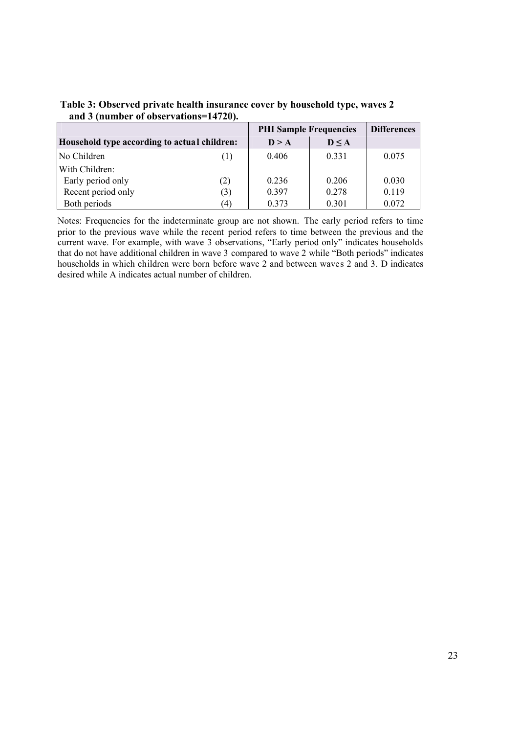**Table 3: Observed private health insurance cover by household type, waves 2 and 3 (number of observations=14720).**

| Household type according to actual children: | | PHI Sample Frequencies | | Differences |
|---|---|---|---|---|
| | | D > A | D ≤ A | |
| No Children | (1) | 0.406 | 0.331 | 0.075 |
| With Children: | | | | |
| Early period only | (2) | 0.236 | 0.206 | 0.030 |
| Recent period only | (3) | 0.397 | 0.278 | 0.119 |
| Both periods | (4) | 0.373 | 0.301 | 0.072 |

Notes: Frequencies for the indeterminate group are not shown. The early period refers to time prior to the previous wave while the recent period refers to time between the previous and the current wave. For example, with wave 3 observations, "Early period only" indicates households that do not have additional children in wave 3 compared to wave 2 while "Both periods" indicates households in which children were born before wave 2 and between waves 2 and 3. D indicates desired while A indicates actual number of children.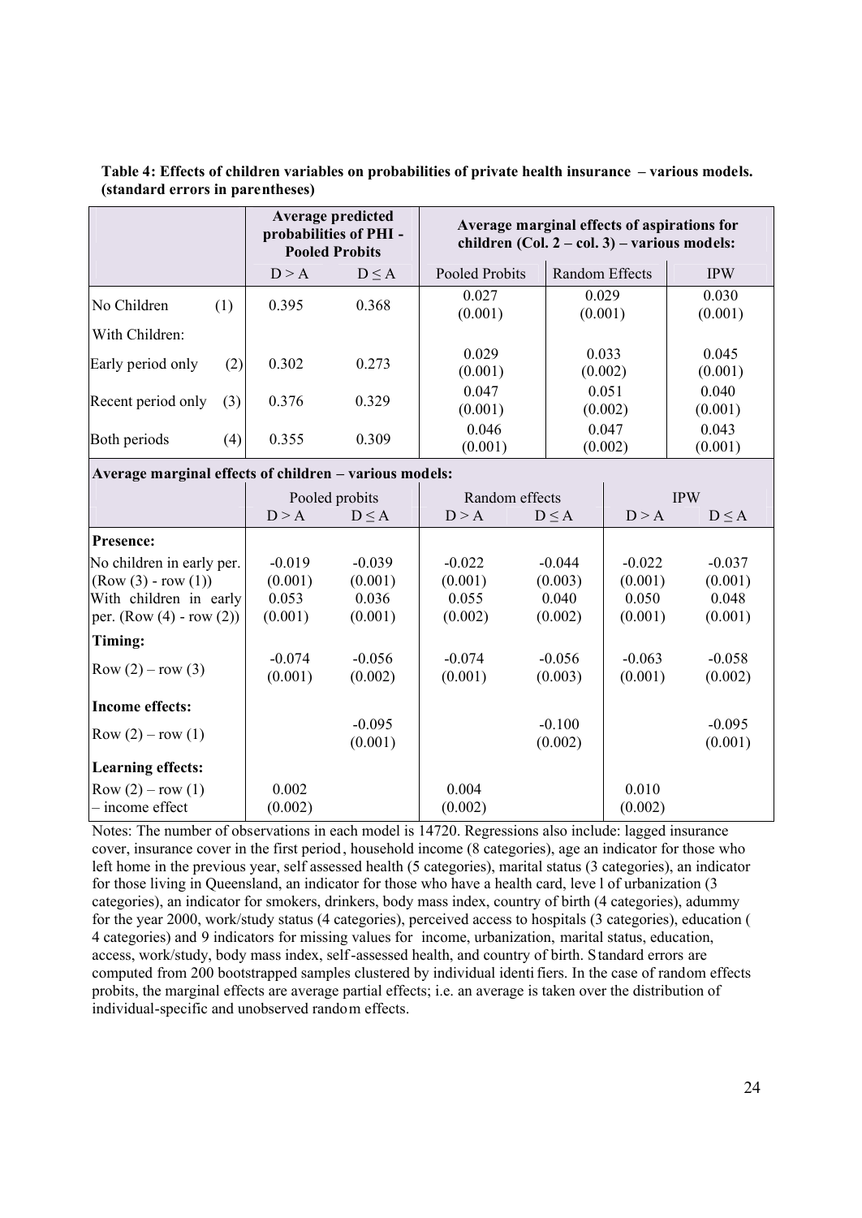**Table 4: Effects of children variables on probabilities of private health insurance – various models. (standard errors in parentheses)**

| | | Average predicted probabilities of PHI - Pooled Probits | | Average marginal effects of aspirations for children (Col. 2 – col. 3) – various models: | | |
|---|---|---|---|---|---|---|
| | | D > A | D ≤ A | Pooled Probits | Random Effects | IPW |
| No Children | (1) | 0.395 | 0.368 | 0.027 (0.001) | 0.029 (0.001) | 0.030 (0.001) |
| With Children: | | | | | | |
| Early period only | (2) | 0.302 | 0.273 | 0.029 (0.001) | 0.033 (0.002) | 0.045 (0.001) |
| Recent period only | (3) | 0.376 | 0.329 | 0.047 (0.001) | 0.051 (0.002) | 0.040 (0.001) |
| Both periods | (4) | 0.355 | 0.309 | 0.046 (0.001) | 0.047 (0.002) | 0.043 (0.001) |

**Average marginal effects of children – various models:**

| | Pooled probits | | Random effects | | IPW | |
|---|---|---|---|---|---|---|
| | D > A | D ≤ A | D > A | D ≤ A | D > A | D ≤ A |
| **Presence:** | | | | | | |
| No children in early per. (Row (3) - row (1)) | -0.019 (0.001) | -0.039 (0.001) | -0.022 (0.001) | -0.044 (0.003) | -0.022 (0.001) | -0.037 (0.001) |
| With children in early per. (Row (4) - row (2)) | 0.053 (0.001) | 0.036 (0.001) | 0.055 (0.002) | 0.040 (0.002) | 0.050 (0.001) | 0.048 (0.001) |
| **Timing:** | | | | | | |
| Row (2) – row (3) | -0.074 (0.001) | -0.056 (0.002) | -0.074 (0.001) | -0.056 (0.003) | -0.063 (0.001) | -0.058 (0.002) |
| **Income effects:** | | | | | | |
| Row (2) – row (1) | | -0.095 (0.001) | | -0.100 (0.002) | | -0.095 (0.001) |
| **Learning effects:** | | | | | | |
| Row (2) – row (1) – income effect | 0.002 (0.002) | | 0.004 (0.002) | | 0.010 (0.002) | |

Notes: The number of observations in each model is 14720. Regressions also include: lagged insurance cover, insurance cover in the first period, household income (8 categories), age an indicator for those who left home in the previous year, self assessed health (5 categories), marital status (3 categories), an indicator for those living in Queensland, an indicator for those who have a health card, level of urbanization (3 categories), an indicator for smokers, drinkers, body mass index, country of birth (4 categories), adummy for the year 2000, work/study status (4 categories), perceived access to hospitals (3 categories), education (4 categories) and 9 indicators for missing values for income, urbanization, marital status, education, access, work/study, body mass index, self-assessed health, and country of birth. Standard errors are computed from 200 bootstrapped samples clustered by individual identifiers. In the case of random effects probits, the marginal effects are average partial effects; i.e. an average is taken over the distribution of individual-specific and unobserved random effects.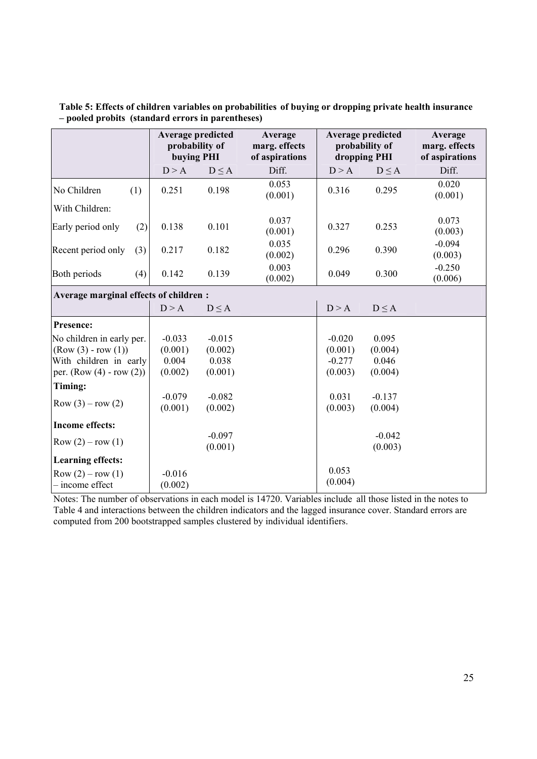**Table 5: Effects of children variables on probabilities of buying or dropping private health insurance – pooled probits (standard errors in parentheses)**

| | Average predicted probability of buying PHI | | Average marg. effects of aspirations | Average predicted probability of dropping PHI | | Average marg. effects of aspirations |
|---|---|---|---|---|---|---|
| | D > A | D ≤ A | Diff. | D > A | D ≤ A | Diff. |
| No Children (1) | 0.251 | 0.198 | 0.053 (0.001) | 0.316 | 0.295 | 0.020 (0.001) |
| With Children: | | | | | | |
| Early period only (2) | 0.138 | 0.101 | 0.037 (0.001) | 0.327 | 0.253 | 0.073 (0.003) |
| Recent period only (3) | 0.217 | 0.182 | 0.035 (0.002) | 0.296 | 0.390 | -0.094 (0.003) |
| Both periods (4) | 0.142 | 0.139 | 0.003 (0.002) | 0.049 | 0.300 | -0.250 (0.006) |
| **Average marginal effects of children :** | | | | | | |
| | D > A | D ≤ A | | D > A | D ≤ A | |
| **Presence:** | | | | | | |
| No children in early per. (Row (3) - row (1)) | -0.033 (0.001) | -0.015 (0.002) | | -0.020 (0.001) | 0.095 (0.004) | |
| With children in early per. (Row (4) - row (2)) | 0.004 (0.002) | 0.038 (0.001) | | -0.277 (0.003) | 0.046 (0.004) | |
| **Timing:** | | | | | | |
| Row (3) – row (2) | -0.079 (0.001) | -0.082 (0.002) | | 0.031 (0.003) | -0.137 (0.004) | |
| **Income effects:** | | | | | | |
| Row (2) – row (1) | | -0.097 (0.001) | | | -0.042 (0.003) | |
| **Learning effects:** | | | | | | |
| Row (2) – row (1) – income effect | -0.016 (0.002) | | | 0.053 (0.004) | | |

Notes: The number of observations in each model is 14720. Variables include all those listed in the notes to Table 4 and interactions between the children indicators and the lagged insurance cover. Standard errors are computed from 200 bootstrapped samples clustered by individual identifiers.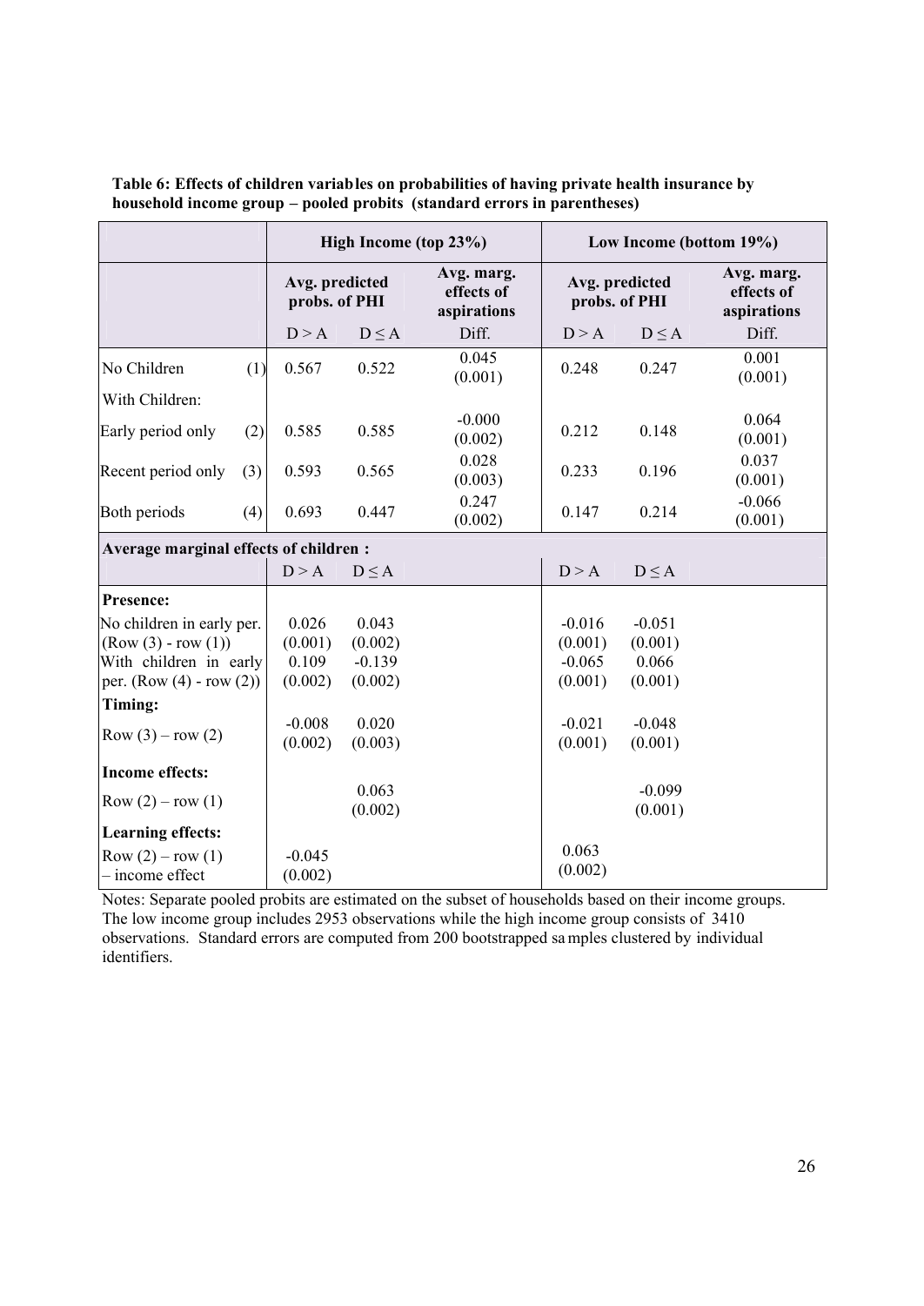**Table 6: Effects of children variables on probabilities of having private health insurance by household income group – pooled probits (standard errors in parentheses)**

| | High Income (top 23%) | | | Low Income (bottom 19%) | | |
|---|---|---|---|---|---|---|
| | Avg. predicted probs. of PHI | | Avg. marg. effects of aspirations | Avg. predicted probs. of PHI | | Avg. marg. effects of aspirations |
| | D > A | D ≤ A | Diff. | D > A | D ≤ A | Diff. |
| No Children (1) | 0.567 | 0.522 | 0.045 (0.001) | 0.248 | 0.247 | 0.001 (0.001) |
| With Children: | | | | | | |
| Early period only (2) | 0.585 | 0.585 | -0.000 (0.002) | 0.212 | 0.148 | 0.064 (0.001) |
| Recent period only (3) | 0.593 | 0.565 | 0.028 (0.003) | 0.233 | 0.196 | 0.037 (0.001) |
| Both periods (4) | 0.693 | 0.447 | 0.247 (0.002) | 0.147 | 0.214 | -0.066 (0.001) |
| **Average marginal effects of children :** | | | | | | |
| | D > A | D ≤ A | | D > A | D ≤ A | |
| **Presence:** | | | | | | |
| No children in early per. (Row (3) - row (1)) | 0.026 (0.001) | 0.043 (0.002) | | -0.016 (0.001) | -0.051 (0.001) | |
| With children in early per. (Row (4) - row (2)) | 0.109 (0.002) | -0.139 (0.002) | | -0.065 (0.001) | 0.066 (0.001) | |
| **Timing:** | | | | | | |
| Row (3) – row (2) | -0.008 (0.002) | 0.020 (0.003) | | -0.021 (0.001) | -0.048 (0.001) | |
| **Income effects:** | | | | | | |
| Row (2) – row (1) | | 0.063 (0.002) | | | -0.099 (0.001) | |
| **Learning effects:** | | | | | | |
| Row (2) – row (1) – income effect | -0.045 (0.002) | | | 0.063 (0.002) | | |

Notes: Separate pooled probits are estimated on the subset of households based on their income groups. The low income group includes 2953 observations while the high income group consists of 3410 observations. Standard errors are computed from 200 bootstrapped samples clustered by individual identifiers.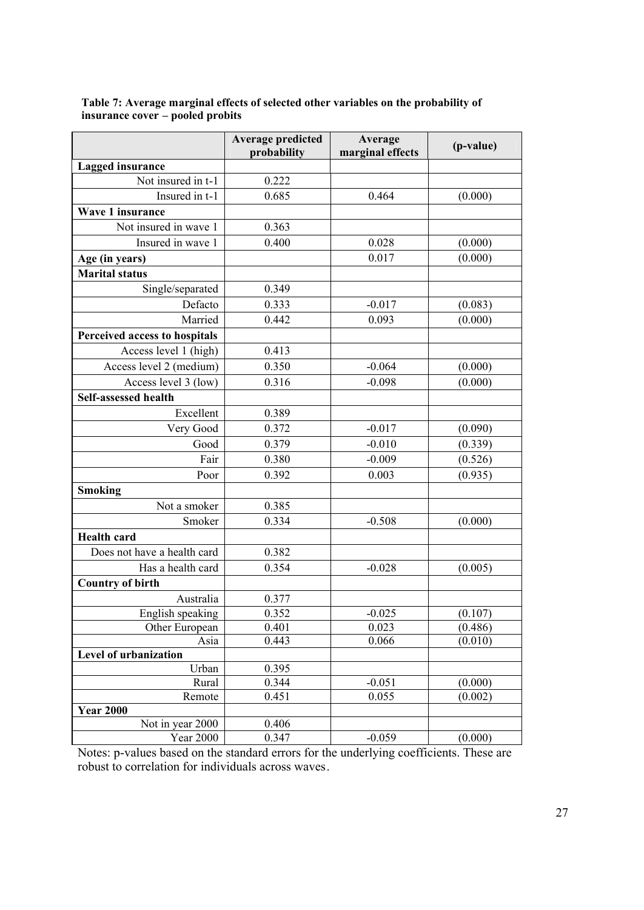**Table 7: Average marginal effects of selected other variables on the probability of insurance cover – pooled probits**

| | Average predicted probability | Average marginal effects | (p-value) |
|---|---|---|---|
| **Lagged insurance** | | | |
| Not insured in t-1 | 0.222 | | |
| Insured in t-1 | 0.685 | 0.464 | (0.000) |
| **Wave 1 insurance** | | | |
| Not insured in wave 1 | 0.363 | | |
| Insured in wave 1 | 0.400 | 0.028 | (0.000) |
| **Age (in years)** | | 0.017 | (0.000) |
| **Marital status** | | | |
| Single/separated | 0.349 | | |
| Defacto | 0.333 | -0.017 | (0.083) |
| Married | 0.442 | 0.093 | (0.000) |
| **Perceived access to hospitals** | | | |
| Access level 1 (high) | 0.413 | | |
| Access level 2 (medium) | 0.350 | -0.064 | (0.000) |
| Access level 3 (low) | 0.316 | -0.098 | (0.000) |
| **Self-assessed health** | | | |
| Excellent | 0.389 | | |
| Very Good | 0.372 | -0.017 | (0.090) |
| Good | 0.379 | -0.010 | (0.339) |
| Fair | 0.380 | -0.009 | (0.526) |
| Poor | 0.392 | 0.003 | (0.935) |
| **Smoking** | | | |
| Not a smoker | 0.385 | | |
| Smoker | 0.334 | -0.508 | (0.000) |
| **Health card** | | | |
| Does not have a health card | 0.382 | | |
| Has a health card | 0.354 | -0.028 | (0.005) |
| **Country of birth** | | | |
| Australia | 0.377 | | |
| English speaking | 0.352 | -0.025 | (0.107) |
| Other European | 0.401 | 0.023 | (0.486) |
| Asia | 0.443 | 0.066 | (0.010) |
| **Level of urbanization** | | | |
| Urban | 0.395 | | |
| Rural | 0.344 | -0.051 | (0.000) |
| Remote | 0.451 | 0.055 | (0.002) |
| **Year 2000** | | | |
| Not in year 2000 | 0.406 | | |
| Year 2000 | 0.347 | -0.059 | (0.000) |

Notes: p-values based on the standard errors for the underlying coefficients. These are robust to correlation for individuals across waves.